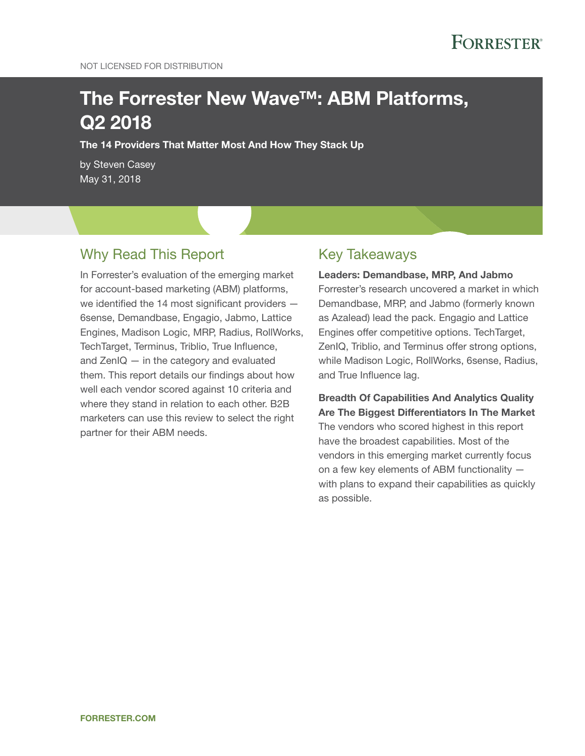NOT LICENSED FOR DISTRIBUTION

# The Forrester New Wave™: ABM Platforms, Q2 2018

**The 14 Providers That Matter Most And How They Stack Up**

by Steven Casey
May 31, 2018

## Why Read This Report

In Forrester's evaluation of the emerging market for account-based marketing (ABM) platforms, we identified the 14 most significant providers — 6sense, Demandbase, Engagio, Jabmo, Lattice Engines, Madison Logic, MRP, Radius, RollWorks, TechTarget, Terminus, Triblio, True Influence, and ZenIQ — in the category and evaluated them. This report details our findings about how well each vendor scored against 10 criteria and where they stand in relation to each other. B2B marketers can use this review to select the right partner for their ABM needs.

## Key Takeaways

**Leaders: Demandbase, MRP, And Jabmo**
Forrester's research uncovered a market in which Demandbase, MRP, and Jabmo (formerly known as Azalead) lead the pack. Engagio and Lattice Engines offer competitive options. TechTarget, ZenIQ, Triblio, and Terminus offer strong options, while Madison Logic, RollWorks, 6sense, Radius, and True Influence lag.

**Breadth Of Capabilities And Analytics Quality Are The Biggest Differentiators In The Market**
The vendors who scored highest in this report have the broadest capabilities. Most of the vendors in this emerging market currently focus on a few key elements of ABM functionality — with plans to expand their capabilities as quickly as possible.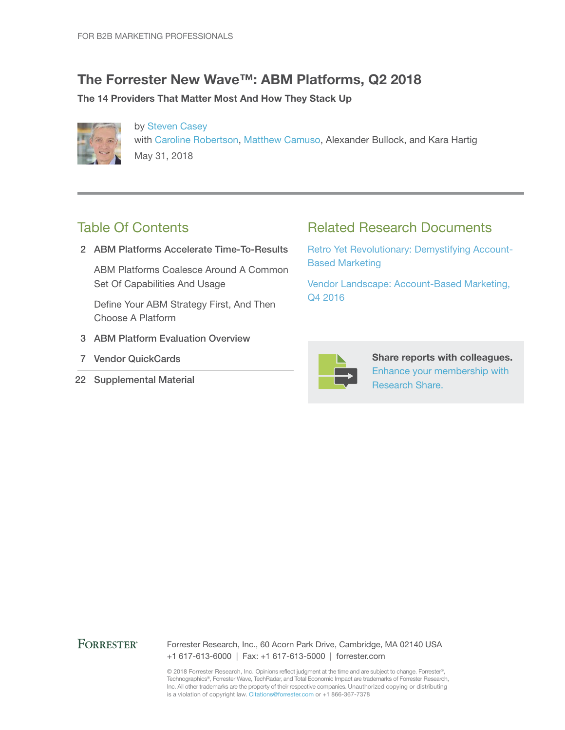FOR B2B MARKETING PROFESSIONALS

# The Forrester New Wave™: ABM Platforms, Q2 2018

**The 14 Providers That Matter Most And How They Stack Up**

by Steven Casey
with Caroline Robertson, Matthew Camuso, Alexander Bullock, and Kara Hartig
May 31, 2018

## Table Of Contents

2 **ABM Platforms Accelerate Time-To-Results**

ABM Platforms Coalesce Around A Common Set Of Capabilities And Usage

Define Your ABM Strategy First, And Then Choose A Platform

3 **ABM Platform Evaluation Overview**

7 **Vendor QuickCards**

22 **Supplemental Material**

## Related Research Documents

Retro Yet Revolutionary: Demystifying Account-Based Marketing

Vendor Landscape: Account-Based Marketing, Q4 2016

**Share reports with colleagues.** Enhance your membership with Research Share.

FORRESTER®

Forrester Research, Inc., 60 Acorn Park Drive, Cambridge, MA 02140 USA
+1 617-613-6000 | Fax: +1 617-613-5000 | forrester.com

© 2018 Forrester Research, Inc. Opinions reflect judgment at the time and are subject to change. Forrester®, Technographics®, Forrester Wave, TechRadar, and Total Economic Impact are trademarks of Forrester Research, Inc. All other trademarks are the property of their respective companies. Unauthorized copying or distributing is a violation of copyright law. Citations@forrester.com or +1 866-367-7378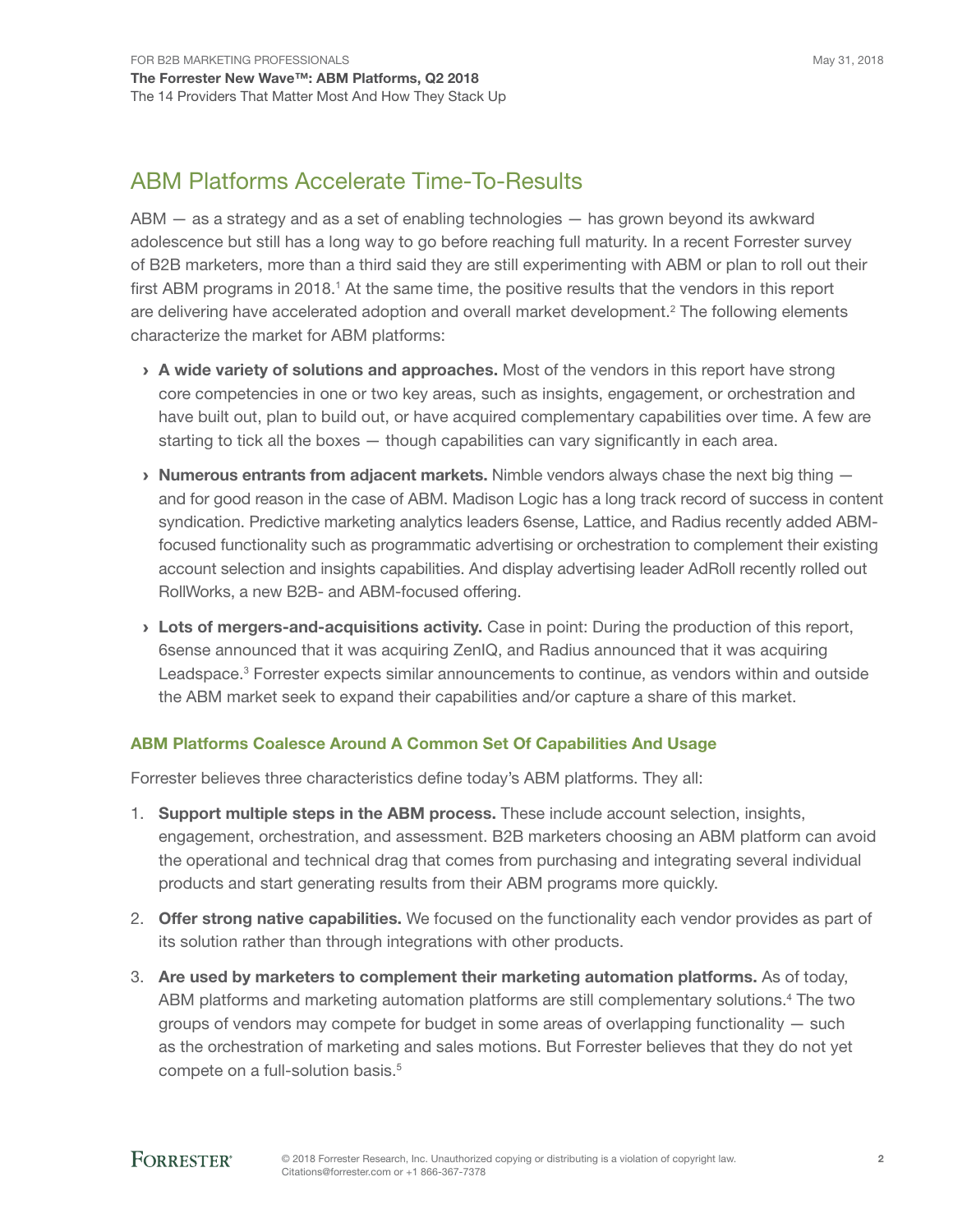## ABM Platforms Accelerate Time-To-Results

ABM — as a strategy and as a set of enabling technologies — has grown beyond its awkward adolescence but still has a long way to go before reaching full maturity. In a recent Forrester survey of B2B marketers, more than a third said they are still experimenting with ABM or plan to roll out their first ABM programs in 2018.[1] At the same time, the positive results that the vendors in this report are delivering have accelerated adoption and overall market development.[2] The following elements characterize the market for ABM platforms:

- **A wide variety of solutions and approaches.** Most of the vendors in this report have strong core competencies in one or two key areas, such as insights, engagement, or orchestration and have built out, plan to build out, or have acquired complementary capabilities over time. A few are starting to tick all the boxes — though capabilities can vary significantly in each area.
- **Numerous entrants from adjacent markets.** Nimble vendors always chase the next big thing — and for good reason in the case of ABM. Madison Logic has a long track record of success in content syndication. Predictive marketing analytics leaders 6sense, Lattice, and Radius recently added ABM-focused functionality such as programmatic advertising or orchestration to complement their existing account selection and insights capabilities. And display advertising leader AdRoll recently rolled out RollWorks, a new B2B- and ABM-focused offering.
- **Lots of mergers-and-acquisitions activity.** Case in point: During the production of this report, 6sense announced that it was acquiring ZenIQ, and Radius announced that it was acquiring Leadspace.[3] Forrester expects similar announcements to continue, as vendors within and outside the ABM market seek to expand their capabilities and/or capture a share of this market.

### ABM Platforms Coalesce Around A Common Set Of Capabilities And Usage

Forrester believes three characteristics define today's ABM platforms. They all:

1. **Support multiple steps in the ABM process.** These include account selection, insights, engagement, orchestration, and assessment. B2B marketers choosing an ABM platform can avoid the operational and technical drag that comes from purchasing and integrating several individual products and start generating results from their ABM programs more quickly.
2. **Offer strong native capabilities.** We focused on the functionality each vendor provides as part of its solution rather than through integrations with other products.
3. **Are used by marketers to complement their marketing automation platforms.** As of today, ABM platforms and marketing automation platforms are still complementary solutions.[4] The two groups of vendors may compete for budget in some areas of overlapping functionality — such as the orchestration of marketing and sales motions. But Forrester believes that they do not yet compete on a full-solution basis.[5]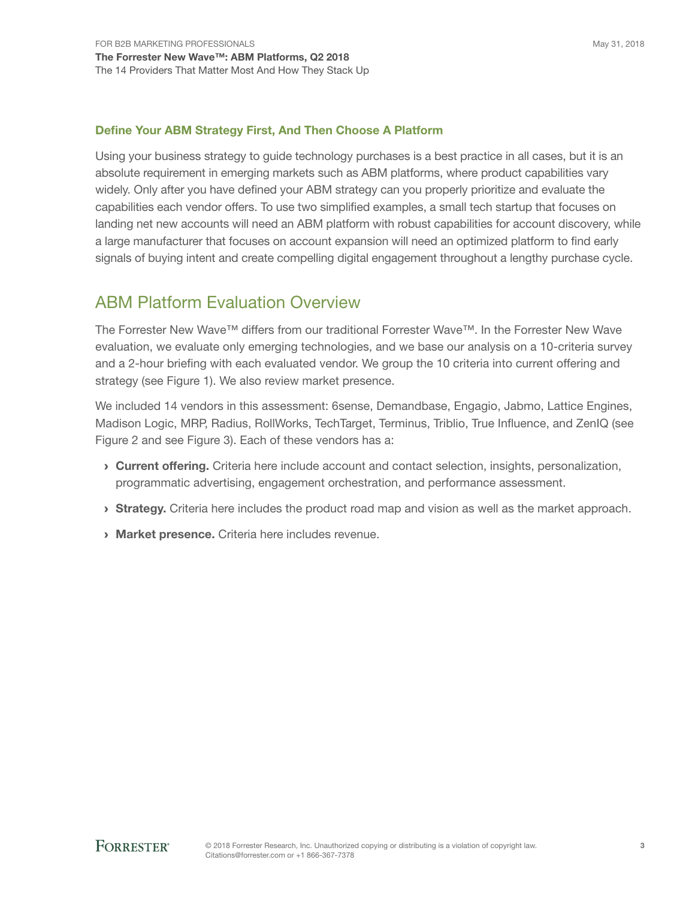### Define Your ABM Strategy First, And Then Choose A Platform

Using your business strategy to guide technology purchases is a best practice in all cases, but it is an absolute requirement in emerging markets such as ABM platforms, where product capabilities vary widely. Only after you have defined your ABM strategy can you properly prioritize and evaluate the capabilities each vendor offers. To use two simplified examples, a small tech startup that focuses on landing net new accounts will need an ABM platform with robust capabilities for account discovery, while a large manufacturer that focuses on account expansion will need an optimized platform to find early signals of buying intent and create compelling digital engagement throughout a lengthy purchase cycle.

## ABM Platform Evaluation Overview

The Forrester New Wave™ differs from our traditional Forrester Wave™. In the Forrester New Wave evaluation, we evaluate only emerging technologies, and we base our analysis on a 10-criteria survey and a 2-hour briefing with each evaluated vendor. We group the 10 criteria into current offering and strategy (see Figure 1). We also review market presence.

We included 14 vendors in this assessment: 6sense, Demandbase, Engagio, Jabmo, Lattice Engines, Madison Logic, MRP, Radius, RollWorks, TechTarget, Terminus, Triblio, True Influence, and ZenIQ (see Figure 2 and see Figure 3). Each of these vendors has a:

- **Current offering.** Criteria here include account and contact selection, insights, personalization, programmatic advertising, engagement orchestration, and performance assessment.
- **Strategy.** Criteria here includes the product road map and vision as well as the market approach.
- **Market presence.** Criteria here includes revenue.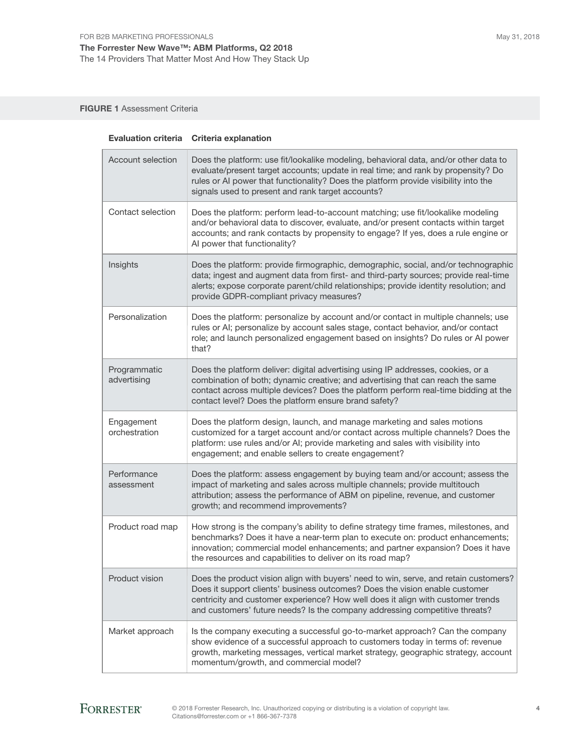**FIGURE 1** Assessment Criteria

| Evaluation criteria | Criteria explanation |
| --- | --- |
| Account selection | Does the platform: use fit/lookalike modeling, behavioral data, and/or other data to evaluate/present target accounts; update in real time; and rank by propensity? Do rules or AI power that functionality? Does the platform provide visibility into the signals used to present and rank target accounts? |
| Contact selection | Does the platform: perform lead-to-account matching; use fit/lookalike modeling and/or behavioral data to discover, evaluate, and/or present contacts within target accounts; and rank contacts by propensity to engage? If yes, does a rule engine or AI power that functionality? |
| Insights | Does the platform: provide firmographic, demographic, social, and/or technographic data; ingest and augment data from first- and third-party sources; provide real-time alerts; expose corporate parent/child relationships; provide identity resolution; and provide GDPR-compliant privacy measures? |
| Personalization | Does the platform: personalize by account and/or contact in multiple channels; use rules or AI; personalize by account sales stage, contact behavior, and/or contact role; and launch personalized engagement based on insights? Do rules or AI power that? |
| Programmatic advertising | Does the platform deliver: digital advertising using IP addresses, cookies, or a combination of both; dynamic creative; and advertising that can reach the same contact across multiple devices? Does the platform perform real-time bidding at the contact level? Does the platform ensure brand safety? |
| Engagement orchestration | Does the platform design, launch, and manage marketing and sales motions customized for a target account and/or contact across multiple channels? Does the platform: use rules and/or AI; provide marketing and sales with visibility into engagement; and enable sellers to create engagement? |
| Performance assessment | Does the platform: assess engagement by buying team and/or account; assess the impact of marketing and sales across multiple channels; provide multitouch attribution; assess the performance of ABM on pipeline, revenue, and customer growth; and recommend improvements? |
| Product road map | How strong is the company's ability to define strategy time frames, milestones, and benchmarks? Does it have a near-term plan to execute on: product enhancements; innovation; commercial model enhancements; and partner expansion? Does it have the resources and capabilities to deliver on its road map? |
| Product vision | Does the product vision align with buyers' need to win, serve, and retain customers? Does it support clients' business outcomes? Does the vision enable customer centricity and customer experience? How well does it align with customer trends and customers' future needs? Is the company addressing competitive threats? |
| Market approach | Is the company executing a successful go-to-market approach? Can the company show evidence of a successful approach to customers today in terms of: revenue growth, marketing messages, vertical market strategy, geographic strategy, account momentum/growth, and commercial model? |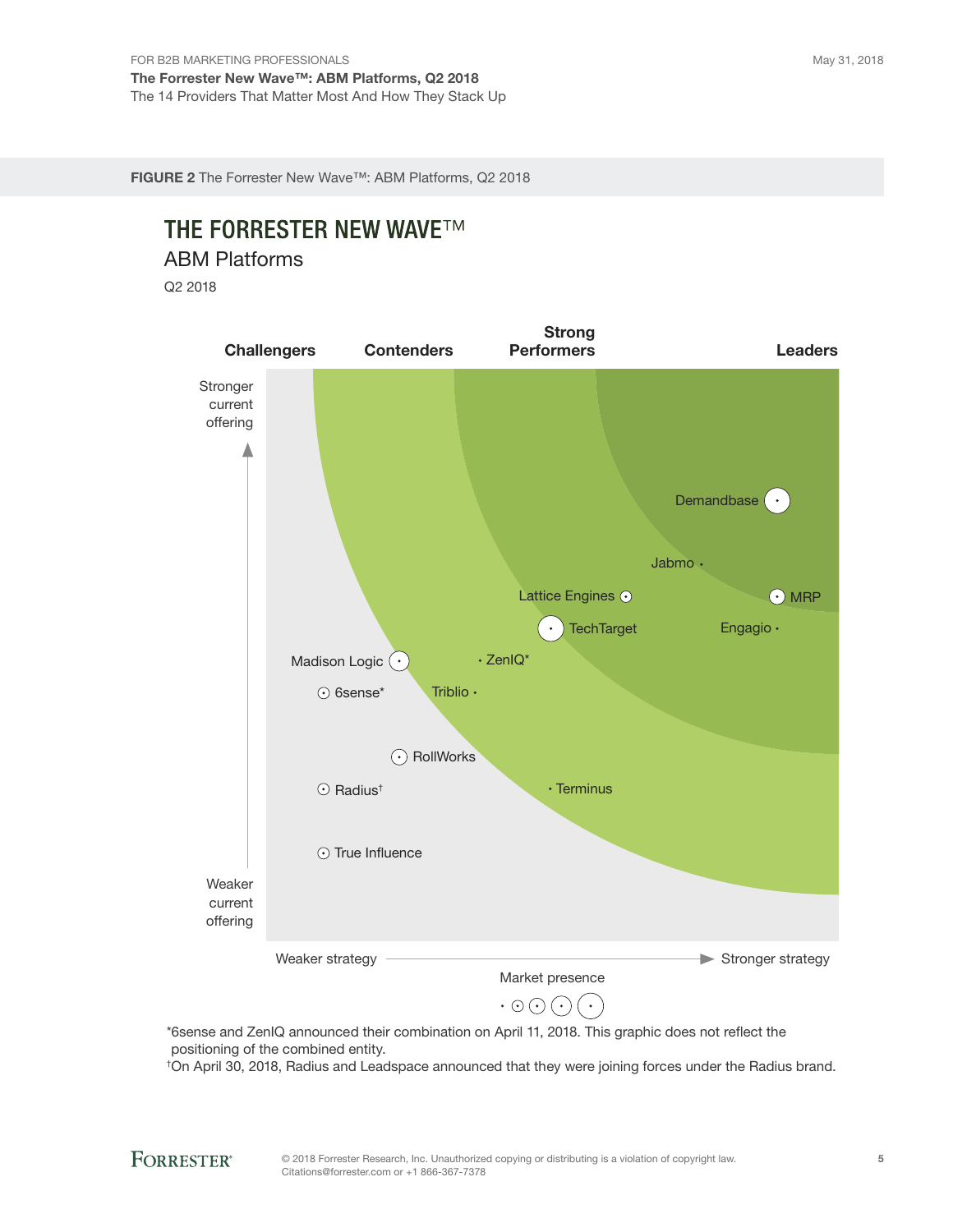**FIGURE 2** The Forrester New Wave™: ABM Platforms, Q2 2018

## THE FORRESTER NEW WAVE™

ABM Platforms

Q2 2018

Challengers | Contenders | Strong Performers | Leaders

Stronger current offering

Weaker current offering

Weaker strategy → Stronger strategy

Demandbase

Jabmo

Lattice Engines

MRP

TechTarget

Engagio

Madison Logic

ZenIQ*

6sense*

Triblio

RollWorks

Radius†

Terminus

True Influence

Market presence

*6sense and ZenIQ announced their combination on April 11, 2018. This graphic does not reflect the positioning of the combined entity.

†On April 30, 2018, Radius and Leadspace announced that they were joining forces under the Radius brand.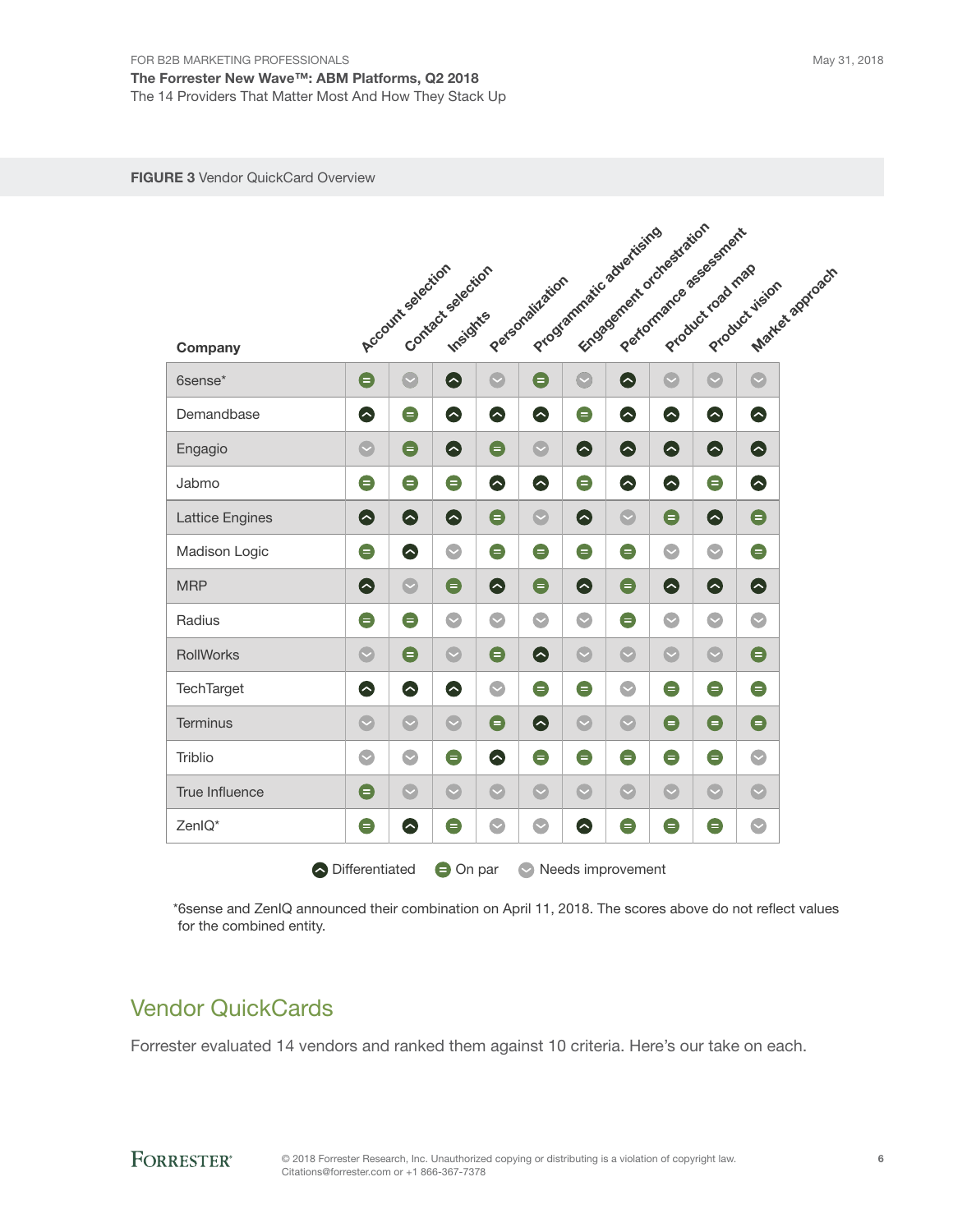**FIGURE 3** Vendor QuickCard Overview

| Company | Account selection | Contact selection | Insights | Personalization | Programmatic advertising | Engagement orchestration | Performance assessment | Product road map | Product vision | Market approach |
|---|---|---|---|---|---|---|---|---|---|---|
| 6sense* | On par | Needs improvement | Differentiated | Needs improvement | On par | Needs improvement | Differentiated | Needs improvement | Needs improvement | Needs improvement |
| Demandbase | Differentiated | On par | Differentiated | Differentiated | Differentiated | On par | Differentiated | Differentiated | Differentiated | Differentiated |
| Engagio | Needs improvement | On par | Differentiated | On par | Needs improvement | Differentiated | Differentiated | Differentiated | Differentiated | Differentiated |
| Jabmo | On par | On par | On par | Differentiated | Differentiated | On par | Differentiated | Differentiated | On par | Differentiated |
| Lattice Engines | Differentiated | Differentiated | Differentiated | On par | Needs improvement | Differentiated | Needs improvement | On par | Differentiated | On par |
| Madison Logic | On par | Differentiated | Needs improvement | On par | On par | On par | On par | Needs improvement | Needs improvement | On par |
| MRP | Differentiated | Needs improvement | On par | Differentiated | On par | Differentiated | On par | Differentiated | Differentiated | Differentiated |
| Radius | On par | On par | Needs improvement | Needs improvement | Needs improvement | Needs improvement | On par | Needs improvement | Needs improvement | Needs improvement |
| RollWorks | Needs improvement | On par | Needs improvement | On par | Differentiated | Needs improvement | Needs improvement | Needs improvement | Needs improvement | On par |
| TechTarget | Differentiated | Differentiated | Differentiated | Needs improvement | On par | On par | Needs improvement | On par | On par | On par |
| Terminus | Needs improvement | Needs improvement | Needs improvement | On par | Differentiated | Needs improvement | Needs improvement | On par | On par | On par |
| Triblio | Needs improvement | Needs improvement | On par | Differentiated | On par | On par | On par | On par | On par | Needs improvement |
| True Influence | On par | Needs improvement | Needs improvement | Needs improvement | Needs improvement | Needs improvement | Needs improvement | Needs improvement | Needs improvement | Needs improvement |
| ZenIQ* | On par | Differentiated | On par | Needs improvement | Needs improvement | Differentiated | On par | On par | On par | Needs improvement |

Differentiated | On par | Needs improvement

*6sense and ZenIQ announced their combination on April 11, 2018. The scores above do not reflect values for the combined entity.

## Vendor QuickCards

Forrester evaluated 14 vendors and ranked them against 10 criteria. Here's our take on each.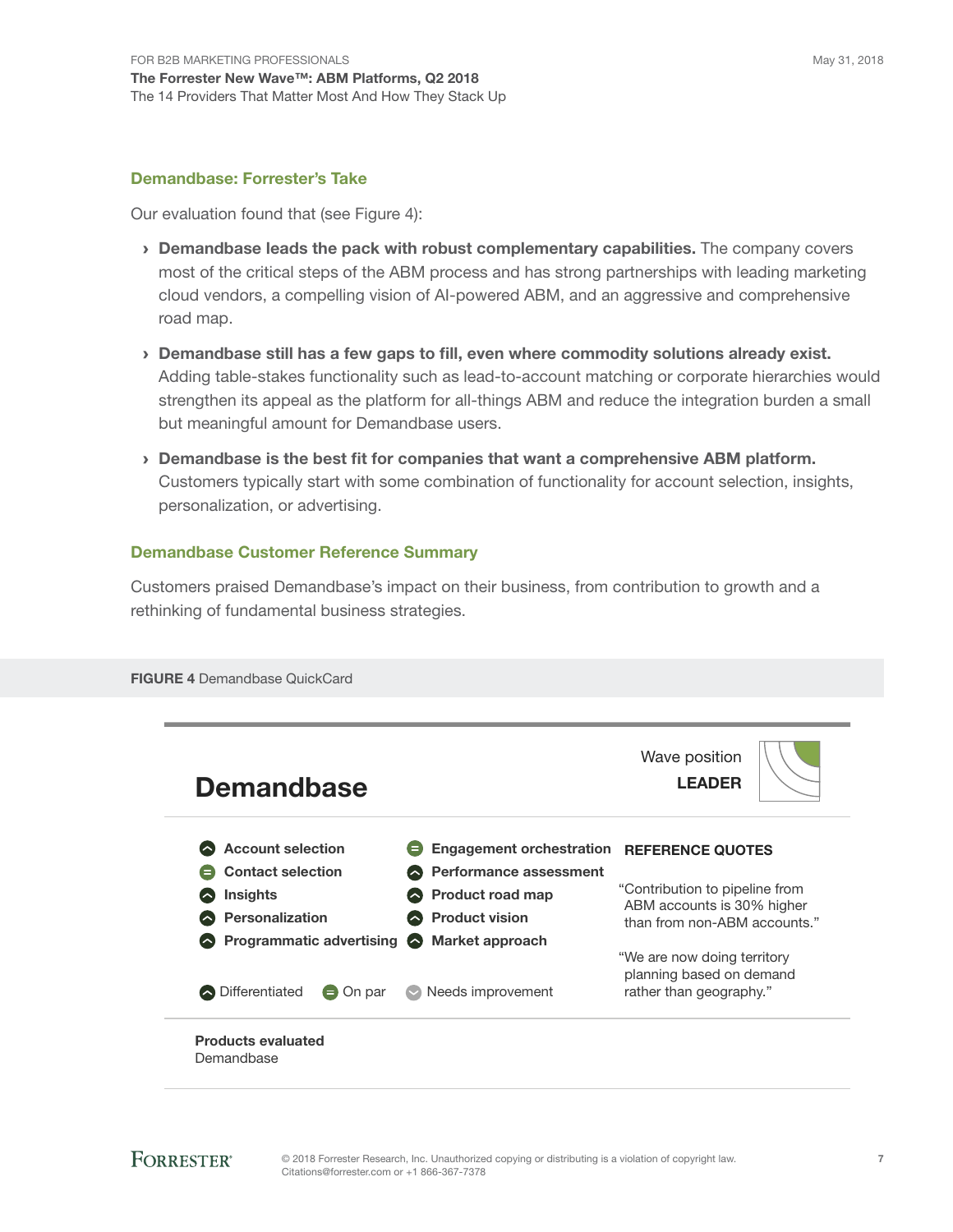## Demandbase: Forrester's Take

Our evaluation found that (see Figure 4):

- **Demandbase leads the pack with robust complementary capabilities.** The company covers most of the critical steps of the ABM process and has strong partnerships with leading marketing cloud vendors, a compelling vision of AI-powered ABM, and an aggressive and comprehensive road map.
- **Demandbase still has a few gaps to fill, even where commodity solutions already exist.** Adding table-stakes functionality such as lead-to-account matching or corporate hierarchies would strengthen its appeal as the platform for all-things ABM and reduce the integration burden a small but meaningful amount for Demandbase users.
- **Demandbase is the best fit for companies that want a comprehensive ABM platform.** Customers typically start with some combination of functionality for account selection, insights, personalization, or advertising.

## Demandbase Customer Reference Summary

Customers praised Demandbase's impact on their business, from contribution to growth and a rethinking of fundamental business strategies.

**FIGURE 4** Demandbase QuickCard

### Demandbase

Wave position
**LEADER**

| Criterion | Rating | Criterion | Rating |
|---|---|---|---|
| **Account selection** | Differentiated | **Engagement orchestration** | On par |
| **Contact selection** | On par | **Performance assessment** | Differentiated |
| **Insights** | Differentiated | **Product road map** | Differentiated |
| **Personalization** | Differentiated | **Product vision** | Differentiated |
| **Programmatic advertising** | Differentiated | **Market approach** | Differentiated |

Legend: Differentiated, On par, Needs improvement

**REFERENCE QUOTES**

"Contribution to pipeline from ABM accounts is 30% higher than from non-ABM accounts."

"We are now doing territory planning based on demand rather than geography."

**Products evaluated**
Demandbase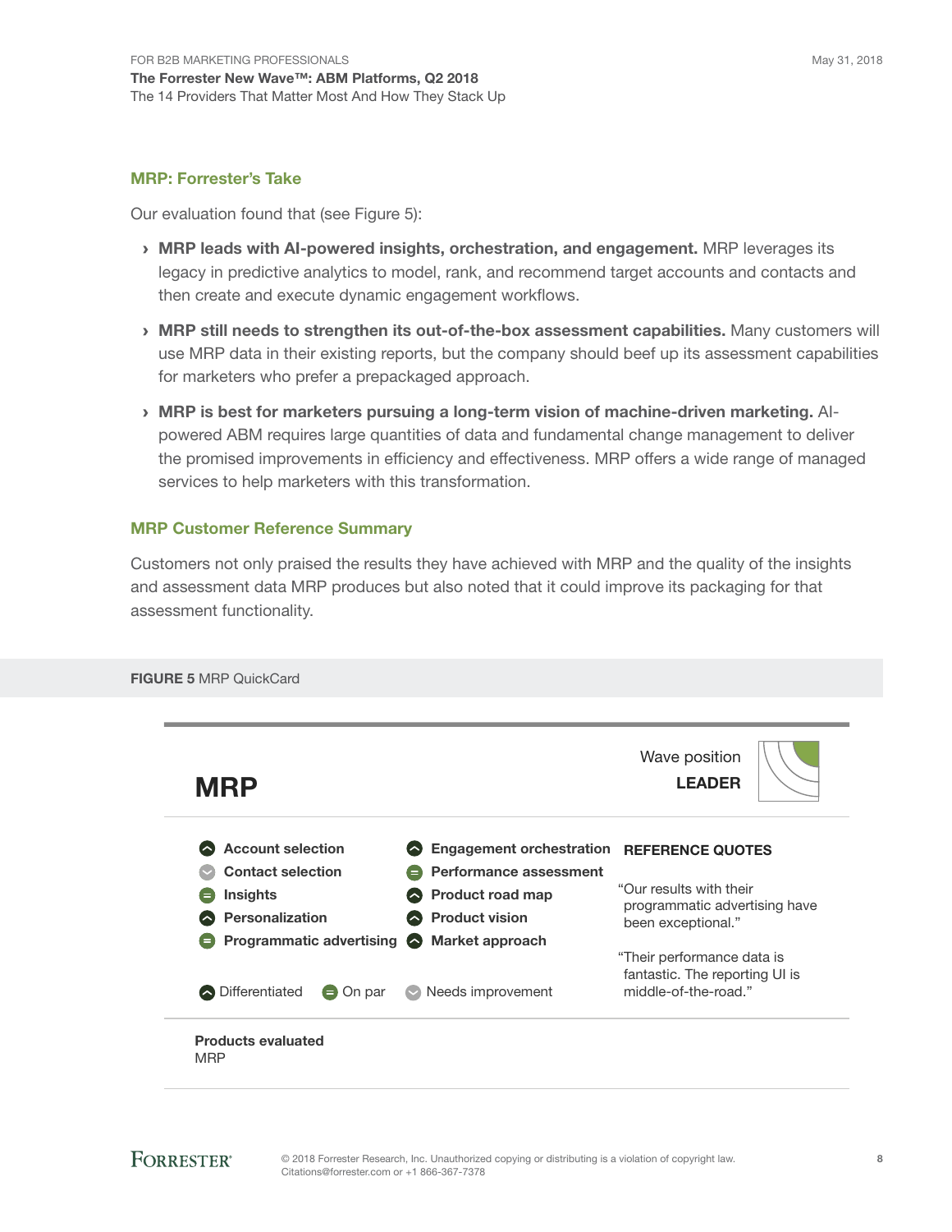### MRP: Forrester's Take

Our evaluation found that (see Figure 5):

- **MRP leads with AI-powered insights, orchestration, and engagement.** MRP leverages its legacy in predictive analytics to model, rank, and recommend target accounts and contacts and then create and execute dynamic engagement workflows.
- **MRP still needs to strengthen its out-of-the-box assessment capabilities.** Many customers will use MRP data in their existing reports, but the company should beef up its assessment capabilities for marketers who prefer a prepackaged approach.
- **MRP is best for marketers pursuing a long-term vision of machine-driven marketing.** AI-powered ABM requires large quantities of data and fundamental change management to deliver the promised improvements in efficiency and effectiveness. MRP offers a wide range of managed services to help marketers with this transformation.

### MRP Customer Reference Summary

Customers not only praised the results they have achieved with MRP and the quality of the insights and assessment data MRP produces but also noted that it could improve its packaging for that assessment functionality.

**FIGURE 5** MRP QuickCard

## MRP

Wave position
**LEADER**

| Criterion | Rating |
|---|---|
| Account selection | Differentiated |
| Contact selection | Needs improvement |
| Insights | On par |
| Personalization | Differentiated |
| Programmatic advertising | On par |
| Engagement orchestration | Differentiated |
| Performance assessment | On par |
| Product road map | Differentiated |
| Product vision | Differentiated |
| Market approach | Differentiated |

Differentiated · On par · Needs improvement

**REFERENCE QUOTES**

"Our results with their programmatic advertising have been exceptional."

"Their performance data is fantastic. The reporting UI is middle-of-the-road."

**Products evaluated**
MRP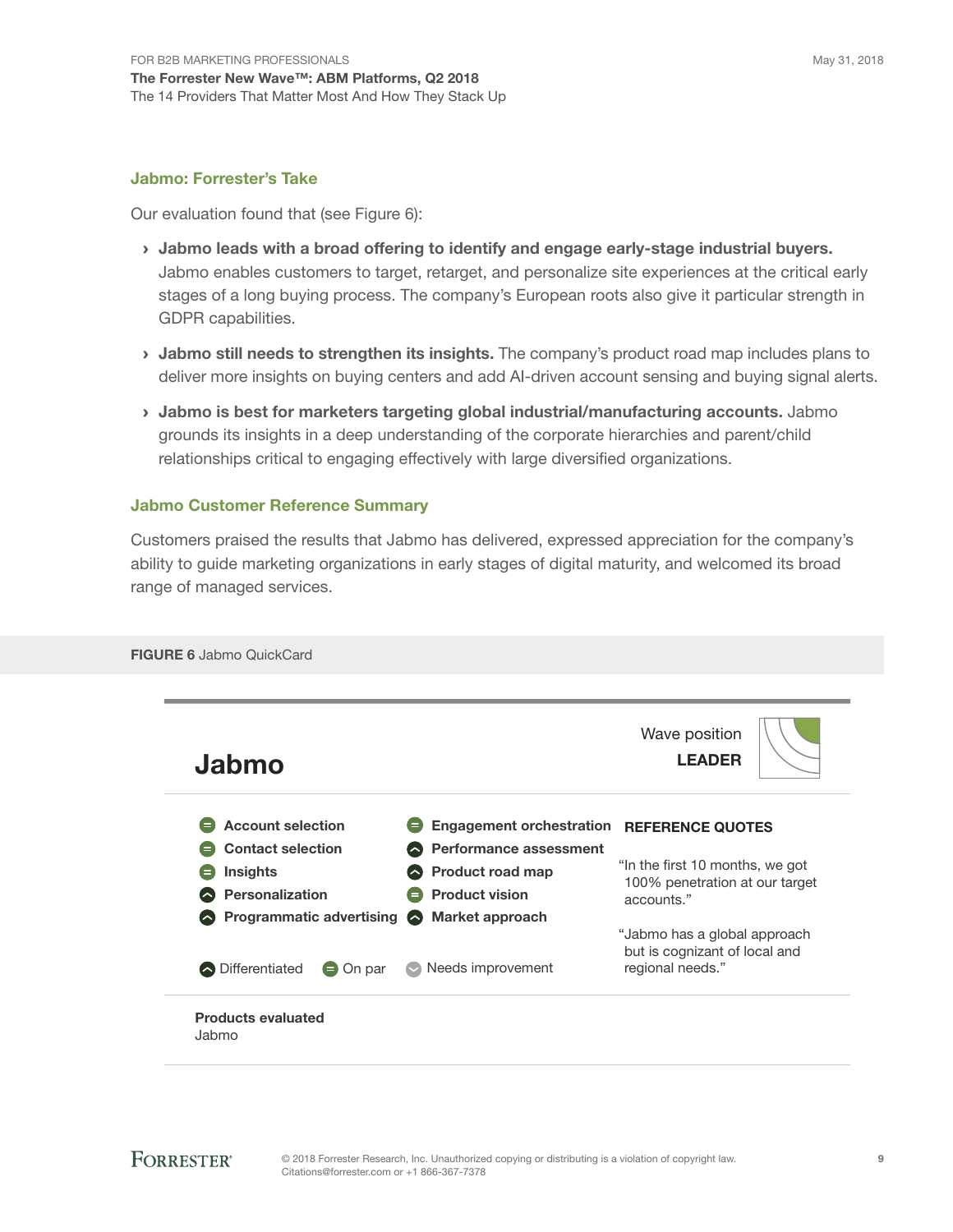### Jabmo: Forrester's Take

Our evaluation found that (see Figure 6):

- **Jabmo leads with a broad offering to identify and engage early-stage industrial buyers.** Jabmo enables customers to target, retarget, and personalize site experiences at the critical early stages of a long buying process. The company's European roots also give it particular strength in GDPR capabilities.
- **Jabmo still needs to strengthen its insights.** The company's product road map includes plans to deliver more insights on buying centers and add AI-driven account sensing and buying signal alerts.
- **Jabmo is best for marketers targeting global industrial/manufacturing accounts.** Jabmo grounds its insights in a deep understanding of the corporate hierarchies and parent/child relationships critical to engaging effectively with large diversified organizations.

### Jabmo Customer Reference Summary

Customers praised the results that Jabmo has delivered, expressed appreciation for the company's ability to guide marketing organizations in early stages of digital maturity, and welcomed its broad range of managed services.

**FIGURE 6** Jabmo QuickCard

## Jabmo

Wave position
**LEADER**

| Criterion | Rating | Criterion | Rating |
|---|---|---|---|
| **Account selection** | On par | **Engagement orchestration** | On par |
| **Contact selection** | On par | **Performance assessment** | Differentiated |
| **Insights** | On par | **Product road map** | Differentiated |
| **Personalization** | Differentiated | **Product vision** | On par |
| **Programmatic advertising** | Differentiated | **Market approach** | Differentiated |

Legend: Differentiated | On par | Needs improvement

**REFERENCE QUOTES**

"In the first 10 months, we got 100% penetration at our target accounts."

"Jabmo has a global approach but is cognizant of local and regional needs."

**Products evaluated**
Jabmo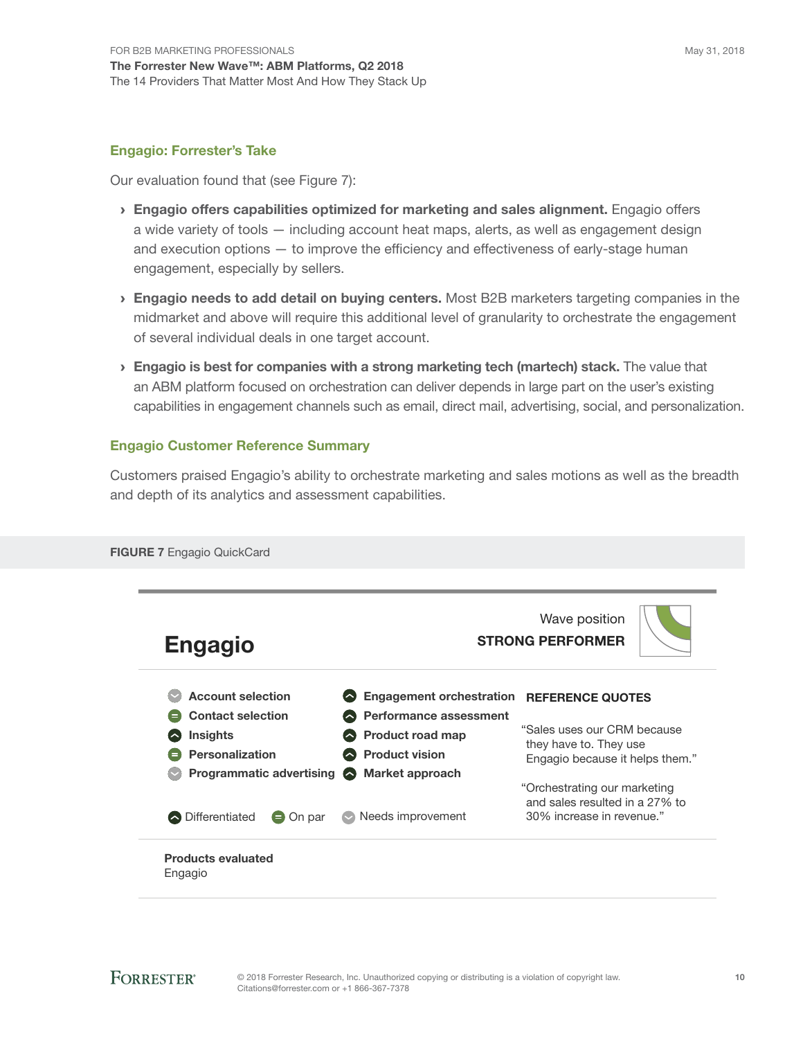## Engagio: Forrester's Take

Our evaluation found that (see Figure 7):

- **Engagio offers capabilities optimized for marketing and sales alignment.** Engagio offers a wide variety of tools — including account heat maps, alerts, as well as engagement design and execution options — to improve the efficiency and effectiveness of early-stage human engagement, especially by sellers.
- **Engagio needs to add detail on buying centers.** Most B2B marketers targeting companies in the midmarket and above will require this additional level of granularity to orchestrate the engagement of several individual deals in one target account.
- **Engagio is best for companies with a strong marketing tech (martech) stack.** The value that an ABM platform focused on orchestration can deliver depends in large part on the user's existing capabilities in engagement channels such as email, direct mail, advertising, social, and personalization.

## Engagio Customer Reference Summary

Customers praised Engagio's ability to orchestrate marketing and sales motions as well as the breadth and depth of its analytics and assessment capabilities.

**FIGURE 7** Engagio QuickCard

### Engagio

Wave position
**STRONG PERFORMER**

| Criterion | Rating |
|---|---|
| Account selection | Needs improvement |
| Contact selection | On par |
| Insights | Differentiated |
| Personalization | On par |
| Programmatic advertising | Needs improvement |
| Engagement orchestration | Differentiated |
| Performance assessment | Differentiated |
| Product road map | Differentiated |
| Product vision | Differentiated |
| Market approach | Differentiated |

Differentiated | On par | Needs improvement

**REFERENCE QUOTES**

"Sales uses our CRM because they have to. They use Engagio because it helps them."

"Orchestrating our marketing and sales resulted in a 27% to 30% increase in revenue."

**Products evaluated**
Engagio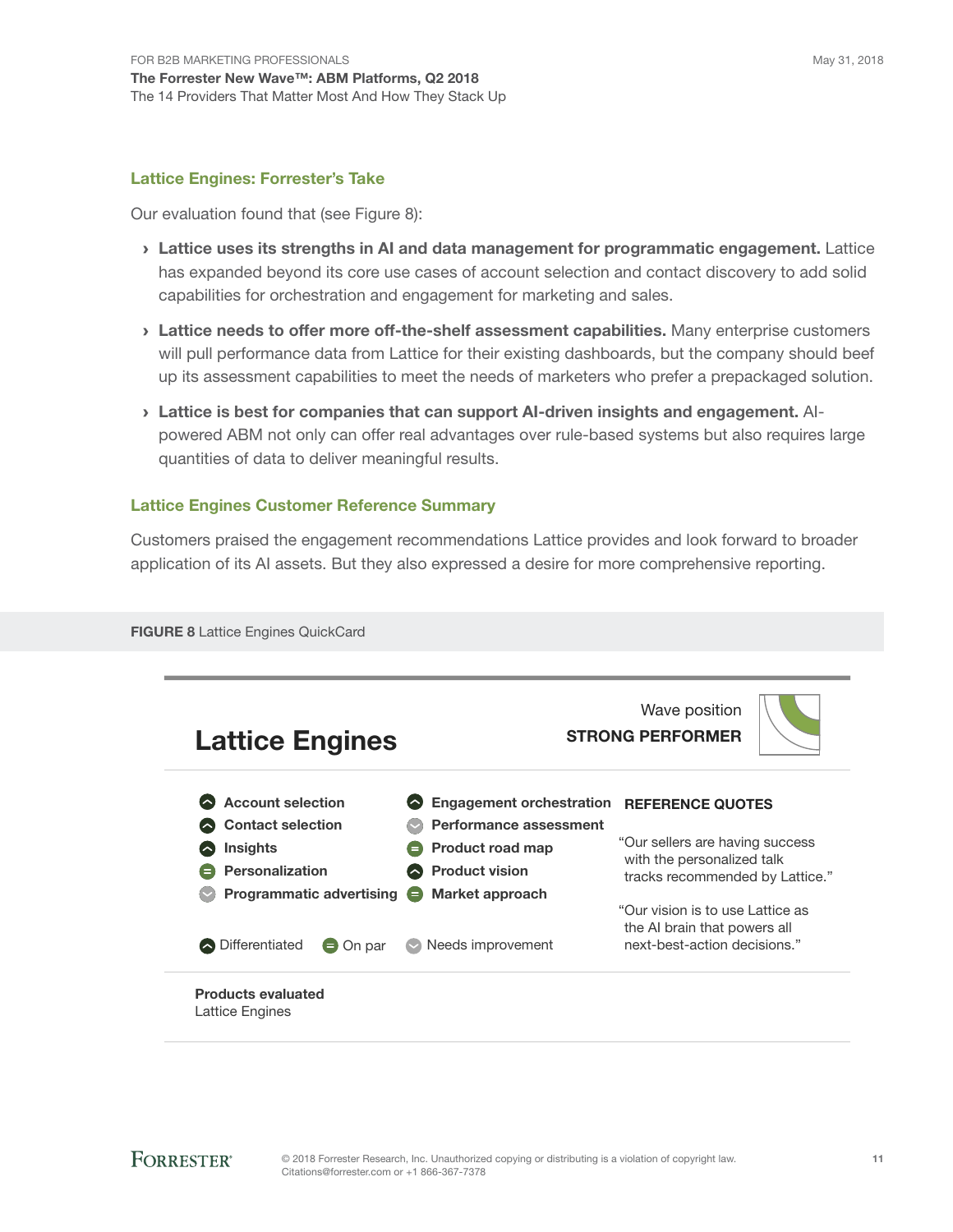## Lattice Engines: Forrester's Take

Our evaluation found that (see Figure 8):

- **Lattice uses its strengths in AI and data management for programmatic engagement.** Lattice has expanded beyond its core use cases of account selection and contact discovery to add solid capabilities for orchestration and engagement for marketing and sales.
- **Lattice needs to offer more off-the-shelf assessment capabilities.** Many enterprise customers will pull performance data from Lattice for their existing dashboards, but the company should beef up its assessment capabilities to meet the needs of marketers who prefer a prepackaged solution.
- **Lattice is best for companies that can support AI-driven insights and engagement.** AI-powered ABM not only can offer real advantages over rule-based systems but also requires large quantities of data to deliver meaningful results.

## Lattice Engines Customer Reference Summary

Customers praised the engagement recommendations Lattice provides and look forward to broader application of its AI assets. But they also expressed a desire for more comprehensive reporting.

**FIGURE 8** Lattice Engines QuickCard

### Lattice Engines

Wave position
**STRONG PERFORMER**

| Criterion | Rating | Criterion | Rating |
|---|---|---|---|
| **Account selection** | Differentiated | **Engagement orchestration** | Differentiated |
| **Contact selection** | Differentiated | **Performance assessment** | Needs improvement |
| **Insights** | Differentiated | **Product road map** | On par |
| **Personalization** | On par | **Product vision** | Differentiated |
| **Programmatic advertising** | Needs improvement | **Market approach** | On par |

Differentiated · On par · Needs improvement

**REFERENCE QUOTES**

"Our sellers are having success with the personalized talk tracks recommended by Lattice."

"Our vision is to use Lattice as the AI brain that powers all next-best-action decisions."

**Products evaluated**
Lattice Engines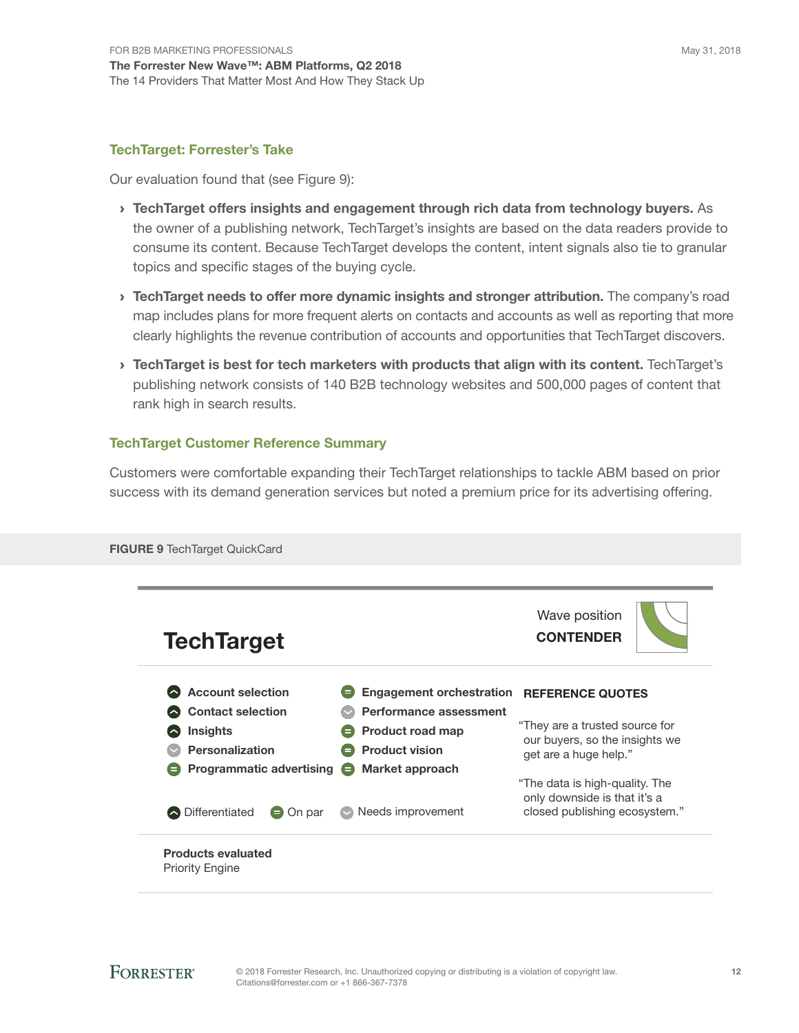## TechTarget: Forrester's Take

Our evaluation found that (see Figure 9):

- **TechTarget offers insights and engagement through rich data from technology buyers.** As the owner of a publishing network, TechTarget's insights are based on the data readers provide to consume its content. Because TechTarget develops the content, intent signals also tie to granular topics and specific stages of the buying cycle.
- **TechTarget needs to offer more dynamic insights and stronger attribution.** The company's road map includes plans for more frequent alerts on contacts and accounts as well as reporting that more clearly highlights the revenue contribution of accounts and opportunities that TechTarget discovers.
- **TechTarget is best for tech marketers with products that align with its content.** TechTarget's publishing network consists of 140 B2B technology websites and 500,000 pages of content that rank high in search results.

## TechTarget Customer Reference Summary

Customers were comfortable expanding their TechTarget relationships to tackle ABM based on prior success with its demand generation services but noted a premium price for its advertising offering.

**FIGURE 9** TechTarget QuickCard

### TechTarget

Wave position
**CONTENDER**

| Criterion | Rating |
|---|---|
| Account selection | Differentiated |
| Contact selection | Differentiated |
| Insights | Differentiated |
| Personalization | Needs improvement |
| Programmatic advertising | On par |
| Engagement orchestration | On par |
| Performance assessment | Needs improvement |
| Product road map | On par |
| Product vision | On par |
| Market approach | On par |

**REFERENCE QUOTES**

"They are a trusted source for our buyers, so the insights we get are a huge help."

"The data is high-quality. The only downside is that it's a closed publishing ecosystem."

**Products evaluated**
Priority Engine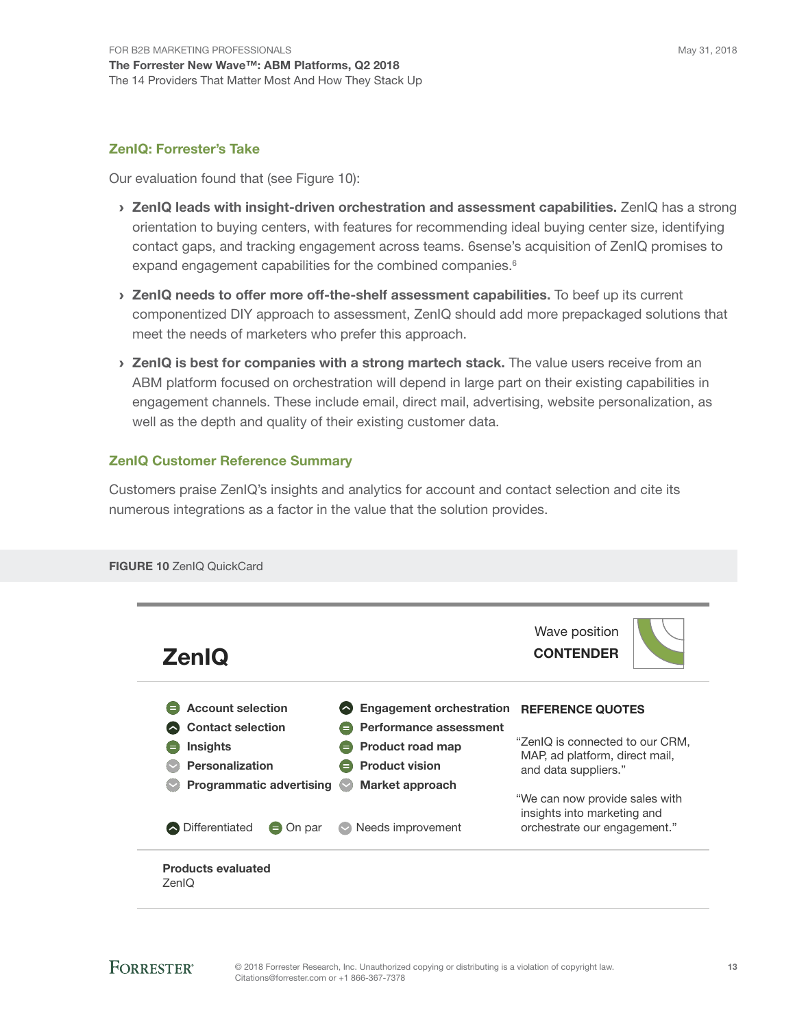## ZenIQ: Forrester's Take

Our evaluation found that (see Figure 10):

- **ZenIQ leads with insight-driven orchestration and assessment capabilities.** ZenIQ has a strong orientation to buying centers, with features for recommending ideal buying center size, identifying contact gaps, and tracking engagement across teams. 6sense's acquisition of ZenIQ promises to expand engagement capabilities for the combined companies.[6]
- **ZenIQ needs to offer more off-the-shelf assessment capabilities.** To beef up its current componentized DIY approach to assessment, ZenIQ should add more prepackaged solutions that meet the needs of marketers who prefer this approach.
- **ZenIQ is best for companies with a strong martech stack.** The value users receive from an ABM platform focused on orchestration will depend in large part on their existing capabilities in engagement channels. These include email, direct mail, advertising, website personalization, as well as the depth and quality of their existing customer data.

## ZenIQ Customer Reference Summary

Customers praise ZenIQ's insights and analytics for account and contact selection and cite its numerous integrations as a factor in the value that the solution provides.

**FIGURE 10** ZenIQ QuickCard

### ZenIQ

Wave position
**CONTENDER**

| Criterion | Rating |
|---|---|
| Account selection | On par |
| Contact selection | Differentiated |
| Insights | On par |
| Personalization | Needs improvement |
| Programmatic advertising | Needs improvement |
| Engagement orchestration | Differentiated |
| Performance assessment | On par |
| Product road map | On par |
| Product vision | On par |
| Market approach | Needs improvement |

Legend: Differentiated · On par · Needs improvement

**REFERENCE QUOTES**

"ZenIQ is connected to our CRM, MAP, ad platform, direct mail, and data suppliers."

"We can now provide sales with insights into marketing and orchestrate our engagement."

**Products evaluated**
ZenIQ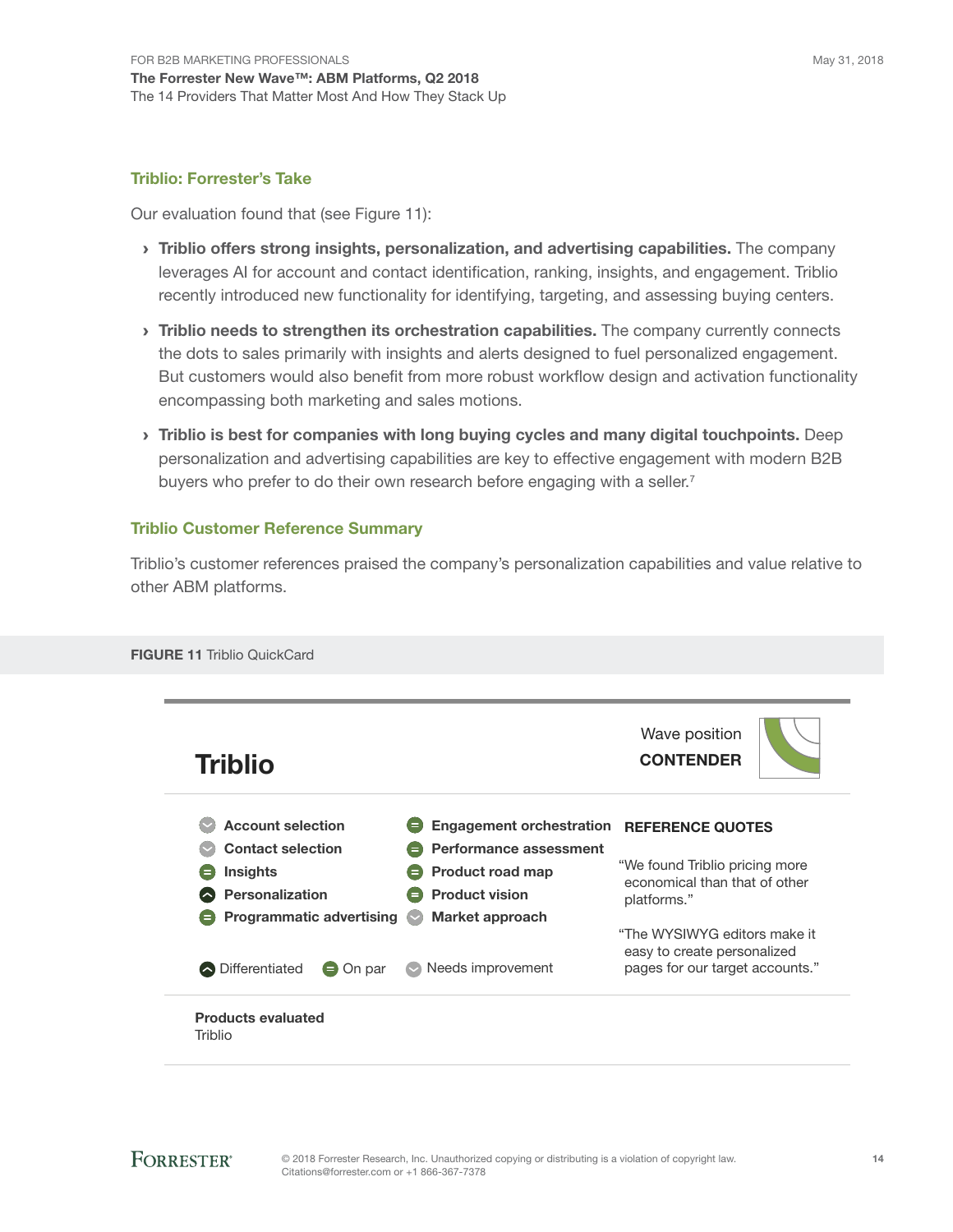## Triblio: Forrester's Take

Our evaluation found that (see Figure 11):

- **Triblio offers strong insights, personalization, and advertising capabilities.** The company leverages AI for account and contact identification, ranking, insights, and engagement. Triblio recently introduced new functionality for identifying, targeting, and assessing buying centers.
- **Triblio needs to strengthen its orchestration capabilities.** The company currently connects the dots to sales primarily with insights and alerts designed to fuel personalized engagement. But customers would also benefit from more robust workflow design and activation functionality encompassing both marketing and sales motions.
- **Triblio is best for companies with long buying cycles and many digital touchpoints.** Deep personalization and advertising capabilities are key to effective engagement with modern B2B buyers who prefer to do their own research before engaging with a seller.[7]

## Triblio Customer Reference Summary

Triblio's customer references praised the company's personalization capabilities and value relative to other ABM platforms.

**FIGURE 11** Triblio QuickCard

### Triblio

Wave position
**CONTENDER**

| Criterion | Rating |
| --- | --- |
| Account selection | Needs improvement |
| Contact selection | Needs improvement |
| Insights | On par |
| Personalization | Differentiated |
| Programmatic advertising | On par |
| Engagement orchestration | On par |
| Performance assessment | On par |
| Product road map | On par |
| Product vision | On par |
| Market approach | Needs improvement |

Differentiated · On par · Needs improvement

**REFERENCE QUOTES**

"We found Triblio pricing more economical than that of other platforms."

"The WYSIWYG editors make it easy to create personalized pages for our target accounts."

**Products evaluated**
Triblio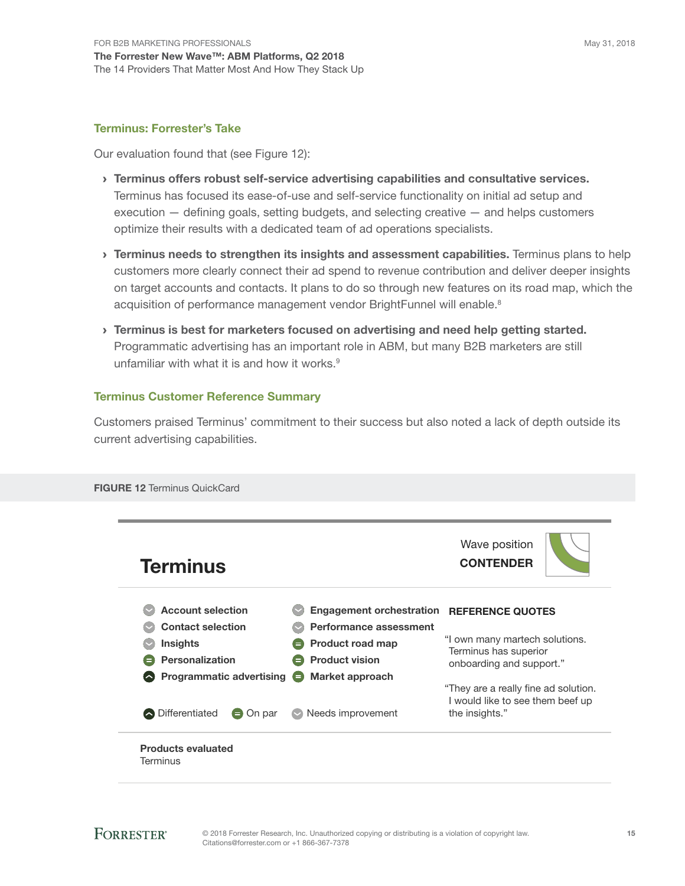## Terminus: Forrester's Take

Our evaluation found that (see Figure 12):

- **Terminus offers robust self-service advertising capabilities and consultative services.** Terminus has focused its ease-of-use and self-service functionality on initial ad setup and execution — defining goals, setting budgets, and selecting creative — and helps customers optimize their results with a dedicated team of ad operations specialists.
- **Terminus needs to strengthen its insights and assessment capabilities.** Terminus plans to help customers more clearly connect their ad spend to revenue contribution and deliver deeper insights on target accounts and contacts. It plans to do so through new features on its road map, which the acquisition of performance management vendor BrightFunnel will enable.[8]
- **Terminus is best for marketers focused on advertising and need help getting started.** Programmatic advertising has an important role in ABM, but many B2B marketers are still unfamiliar with what it is and how it works.[9]

## Terminus Customer Reference Summary

Customers praised Terminus' commitment to their success but also noted a lack of depth outside its current advertising capabilities.

**FIGURE 12** Terminus QuickCard

# Terminus

Wave position
**CONTENDER**

| Criterion | Rating |
|---|---|
| Account selection | Needs improvement |
| Contact selection | Needs improvement |
| Insights | Needs improvement |
| Personalization | On par |
| Programmatic advertising | Differentiated |
| Engagement orchestration | Needs improvement |
| Performance assessment | Needs improvement |
| Product road map | On par |
| Product vision | On par |
| Market approach | On par |

Differentiated | On par | Needs improvement

**REFERENCE QUOTES**

"I own many martech solutions. Terminus has superior onboarding and support."

"They are a really fine ad solution. I would like to see them beef up the insights."

**Products evaluated**
Terminus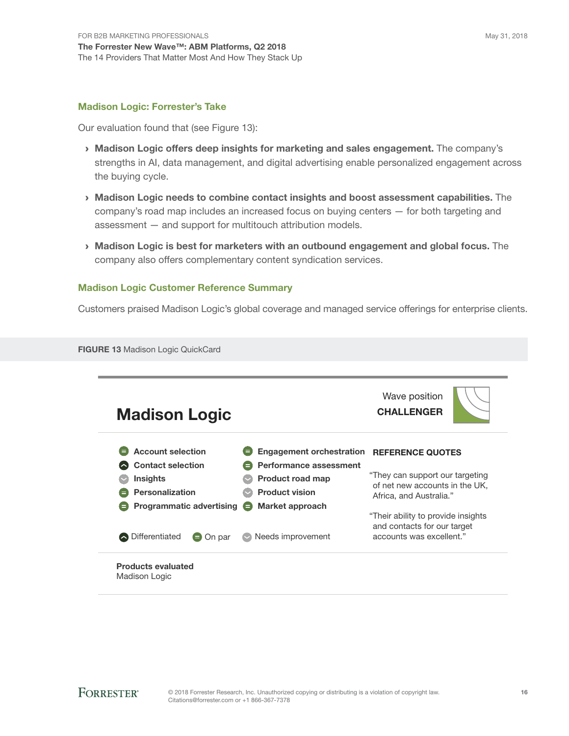### Madison Logic: Forrester's Take

Our evaluation found that (see Figure 13):

- **Madison Logic offers deep insights for marketing and sales engagement.** The company's strengths in AI, data management, and digital advertising enable personalized engagement across the buying cycle.
- **Madison Logic needs to combine contact insights and boost assessment capabilities.** The company's road map includes an increased focus on buying centers — for both targeting and assessment — and support for multitouch attribution models.
- **Madison Logic is best for marketers with an outbound engagement and global focus.** The company also offers complementary content syndication services.

### Madison Logic Customer Reference Summary

Customers praised Madison Logic's global coverage and managed service offerings for enterprise clients.

**FIGURE 13** Madison Logic QuickCard

## Madison Logic

Wave position
**CHALLENGER**

| Criterion | Rating | Criterion | Rating |
|---|---|---|---|
| Account selection | On par | Engagement orchestration | On par |
| Contact selection | Differentiated | Performance assessment | On par |
| Insights | Needs improvement | Product road map | Needs improvement |
| Personalization | On par | Product vision | Needs improvement |
| Programmatic advertising | On par | Market approach | On par |

Differentiated · On par · Needs improvement

**REFERENCE QUOTES**

"They can support our targeting of net new accounts in the UK, Africa, and Australia."

"Their ability to provide insights and contacts for our target accounts was excellent."

**Products evaluated**
Madison Logic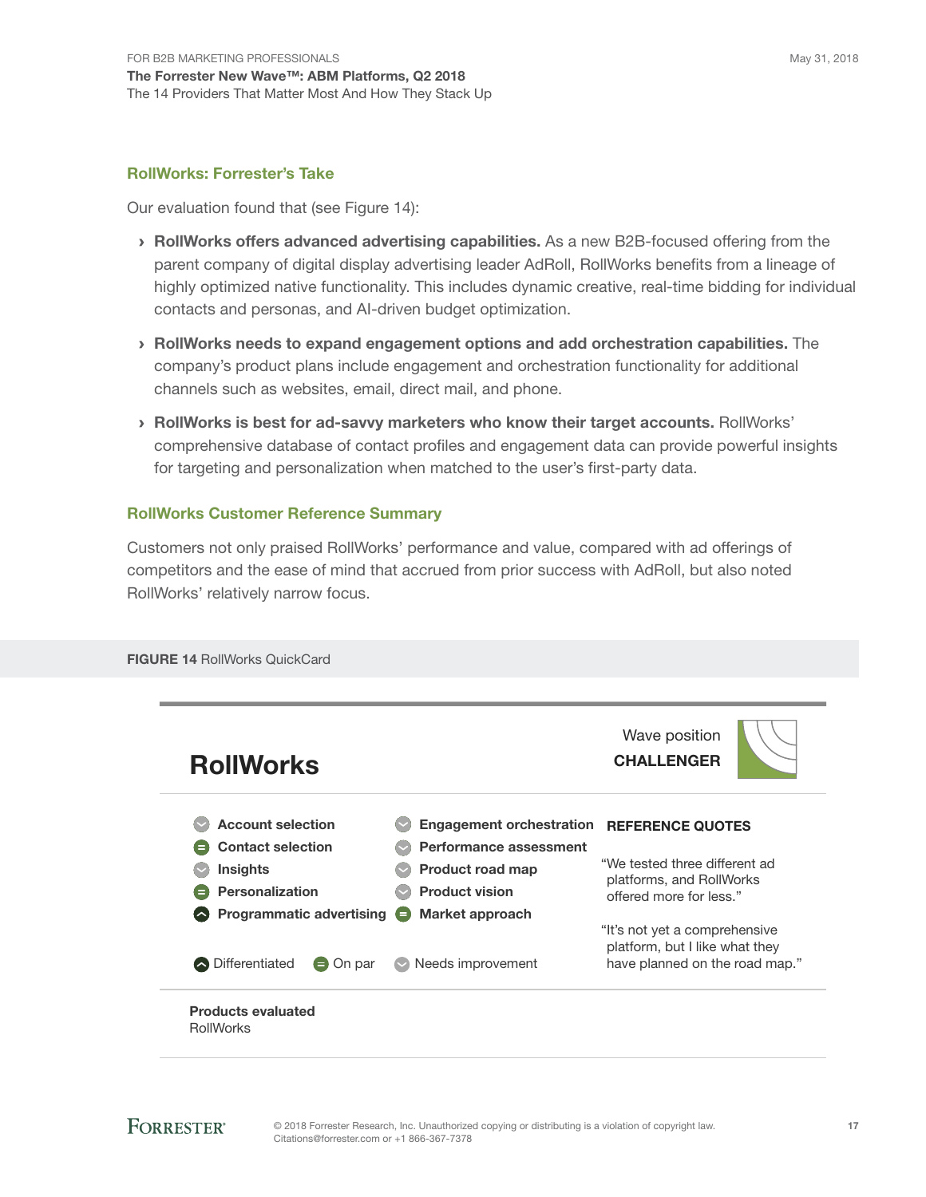## RollWorks: Forrester's Take

Our evaluation found that (see Figure 14):

- **RollWorks offers advanced advertising capabilities.** As a new B2B-focused offering from the parent company of digital display advertising leader AdRoll, RollWorks benefits from a lineage of highly optimized native functionality. This includes dynamic creative, real-time bidding for individual contacts and personas, and AI-driven budget optimization.
- **RollWorks needs to expand engagement options and add orchestration capabilities.** The company's product plans include engagement and orchestration functionality for additional channels such as websites, email, direct mail, and phone.
- **RollWorks is best for ad-savvy marketers who know their target accounts.** RollWorks' comprehensive database of contact profiles and engagement data can provide powerful insights for targeting and personalization when matched to the user's first-party data.

## RollWorks Customer Reference Summary

Customers not only praised RollWorks' performance and value, compared with ad offerings of competitors and the ease of mind that accrued from prior success with AdRoll, but also noted RollWorks' relatively narrow focus.

**FIGURE 14** RollWorks QuickCard

### RollWorks

Wave position
**CHALLENGER**

| Criterion | Rating | Criterion | Rating |
|---|---|---|---|
| Account selection | Needs improvement | Engagement orchestration | Needs improvement |
| Contact selection | On par | Performance assessment | Needs improvement |
| Insights | Needs improvement | Product road map | Needs improvement |
| Personalization | On par | Product vision | Needs improvement |
| Programmatic advertising | Differentiated | Market approach | On par |

Differentiated | On par | Needs improvement

**REFERENCE QUOTES**

"We tested three different ad platforms, and RollWorks offered more for less."

"It's not yet a comprehensive platform, but I like what they have planned on the road map."

**Products evaluated**
RollWorks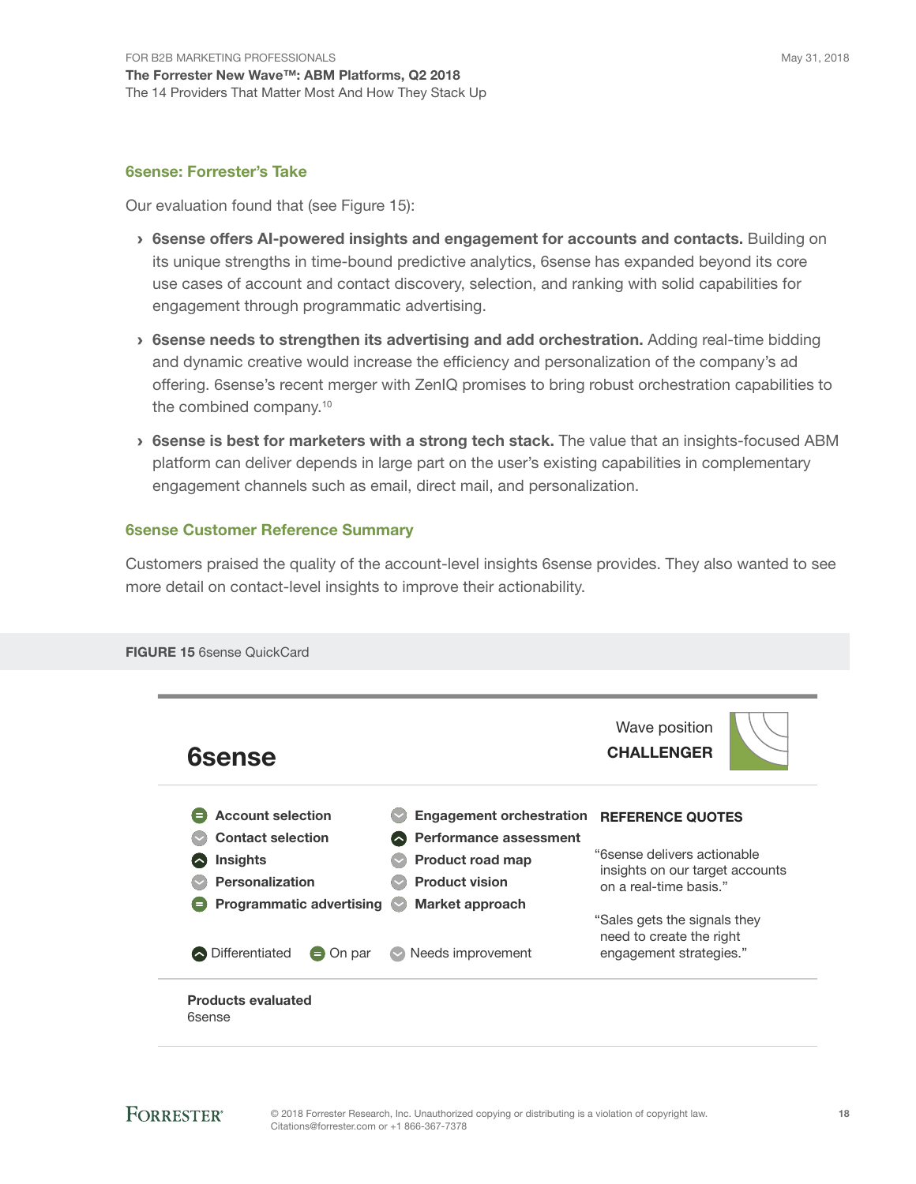## 6sense: Forrester's Take

Our evaluation found that (see Figure 15):

- **6sense offers AI-powered insights and engagement for accounts and contacts.** Building on its unique strengths in time-bound predictive analytics, 6sense has expanded beyond its core use cases of account and contact discovery, selection, and ranking with solid capabilities for engagement through programmatic advertising.
- **6sense needs to strengthen its advertising and add orchestration.** Adding real-time bidding and dynamic creative would increase the efficiency and personalization of the company's ad offering. 6sense's recent merger with ZenIQ promises to bring robust orchestration capabilities to the combined company.[10]
- **6sense is best for marketers with a strong tech stack.** The value that an insights-focused ABM platform can deliver depends in large part on the user's existing capabilities in complementary engagement channels such as email, direct mail, and personalization.

## 6sense Customer Reference Summary

Customers praised the quality of the account-level insights 6sense provides. They also wanted to see more detail on contact-level insights to improve their actionability.

**FIGURE 15** 6sense QuickCard

### 6sense

Wave position
**CHALLENGER**

| Criterion | Rating |
|---|---|
| Account selection | On par |
| Contact selection | Needs improvement |
| Insights | Differentiated |
| Personalization | Needs improvement |
| Programmatic advertising | On par |
| Engagement orchestration | Needs improvement |
| Performance assessment | Differentiated |
| Product road map | Needs improvement |
| Product vision | Needs improvement |
| Market approach | Needs improvement |

Differentiated | On par | Needs improvement

**REFERENCE QUOTES**

"6sense delivers actionable insights on our target accounts on a real-time basis."

"Sales gets the signals they need to create the right engagement strategies."

**Products evaluated**
6sense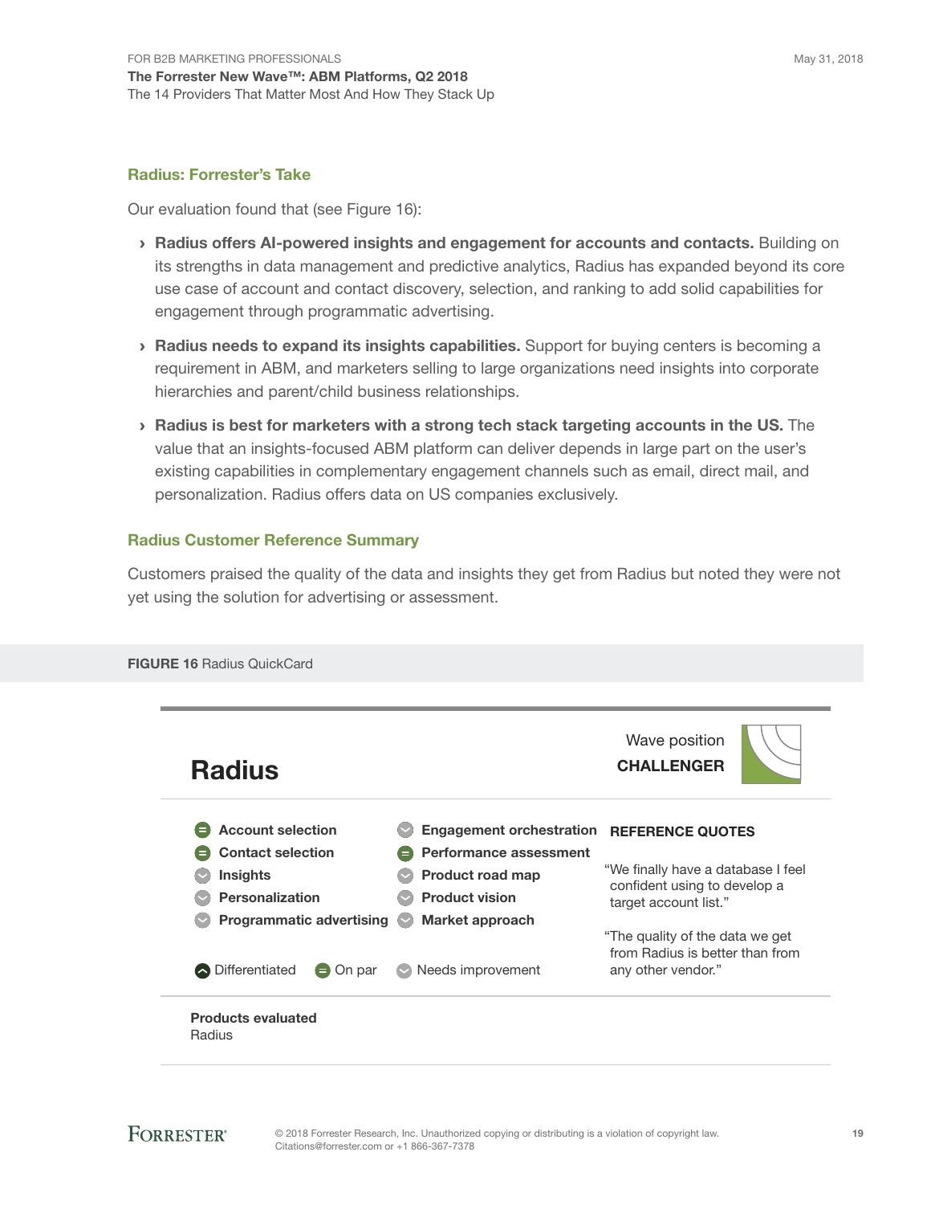### Radius: Forrester's Take

Our evaluation found that (see Figure 16):

- **Radius offers AI-powered insights and engagement for accounts and contacts.** Building on its strengths in data management and predictive analytics, Radius has expanded beyond its core use case of account and contact discovery, selection, and ranking to add solid capabilities for engagement through programmatic advertising.
- **Radius needs to expand its insights capabilities.** Support for buying centers is becoming a requirement in ABM, and marketers selling to large organizations need insights into corporate hierarchies and parent/child business relationships.
- **Radius is best for marketers with a strong tech stack targeting accounts in the US.** The value that an insights-focused ABM platform can deliver depends in large part on the user's existing capabilities in complementary engagement channels such as email, direct mail, and personalization. Radius offers data on US companies exclusively.

### Radius Customer Reference Summary

Customers praised the quality of the data and insights they get from Radius but noted they were not yet using the solution for advertising or assessment.

**FIGURE 16** Radius QuickCard

## Radius

Wave position
**CHALLENGER**

| Criterion | Rating |
| --- | --- |
| Account selection | On par |
| Contact selection | On par |
| Insights | Needs improvement |
| Personalization | Needs improvement |
| Programmatic advertising | Needs improvement |
| Engagement orchestration | Needs improvement |
| Performance assessment | On par |
| Product road map | Needs improvement |
| Product vision | Needs improvement |
| Market approach | Needs improvement |

Differentiated | On par | Needs improvement

**REFERENCE QUOTES**

"We finally have a database I feel confident using to develop a target account list."

"The quality of the data we get from Radius is better than from any other vendor."

**Products evaluated**
Radius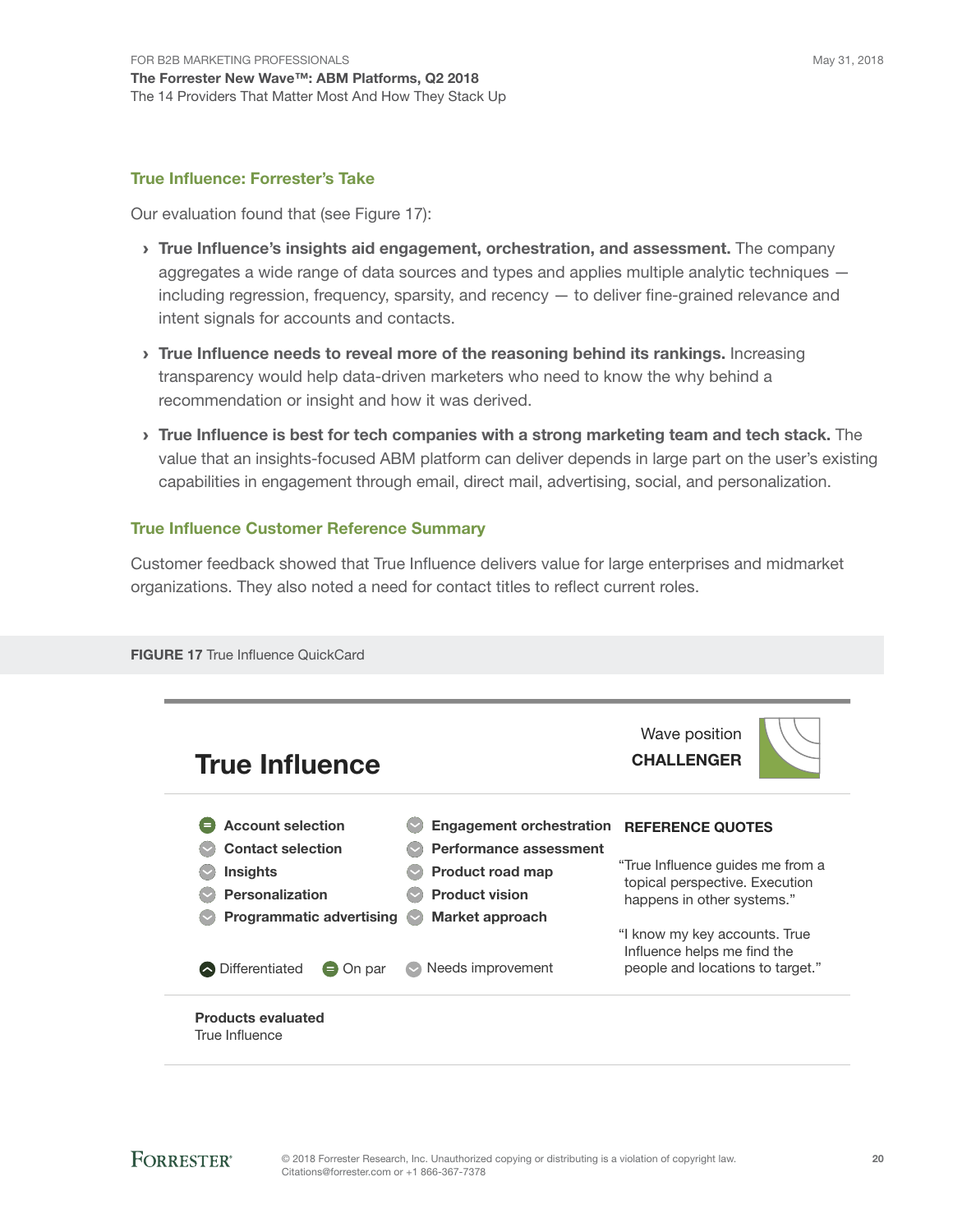## True Influence: Forrester's Take

Our evaluation found that (see Figure 17):

- **True Influence's insights aid engagement, orchestration, and assessment.** The company aggregates a wide range of data sources and types and applies multiple analytic techniques — including regression, frequency, sparsity, and recency — to deliver fine-grained relevance and intent signals for accounts and contacts.
- **True Influence needs to reveal more of the reasoning behind its rankings.** Increasing transparency would help data-driven marketers who need to know the why behind a recommendation or insight and how it was derived.
- **True Influence is best for tech companies with a strong marketing team and tech stack.** The value that an insights-focused ABM platform can deliver depends in large part on the user's existing capabilities in engagement through email, direct mail, advertising, social, and personalization.

## True Influence Customer Reference Summary

Customer feedback showed that True Influence delivers value for large enterprises and midmarket organizations. They also noted a need for contact titles to reflect current roles.

**FIGURE 17** True Influence QuickCard

### True Influence

Wave position
**CHALLENGER**

| Criterion | Rating | Criterion | Rating |
|---|---|---|---|
| Account selection | On par | Engagement orchestration | Needs improvement |
| Contact selection | Needs improvement | Performance assessment | Needs improvement |
| Insights | Needs improvement | Product road map | Needs improvement |
| Personalization | Needs improvement | Product vision | Needs improvement |
| Programmatic advertising | Needs improvement | Market approach | Needs improvement |

Differentiated | On par | Needs improvement

**REFERENCE QUOTES**

"True Influence guides me from a topical perspective. Execution happens in other systems."

"I know my key accounts. True Influence helps me find the people and locations to target."

**Products evaluated**
True Influence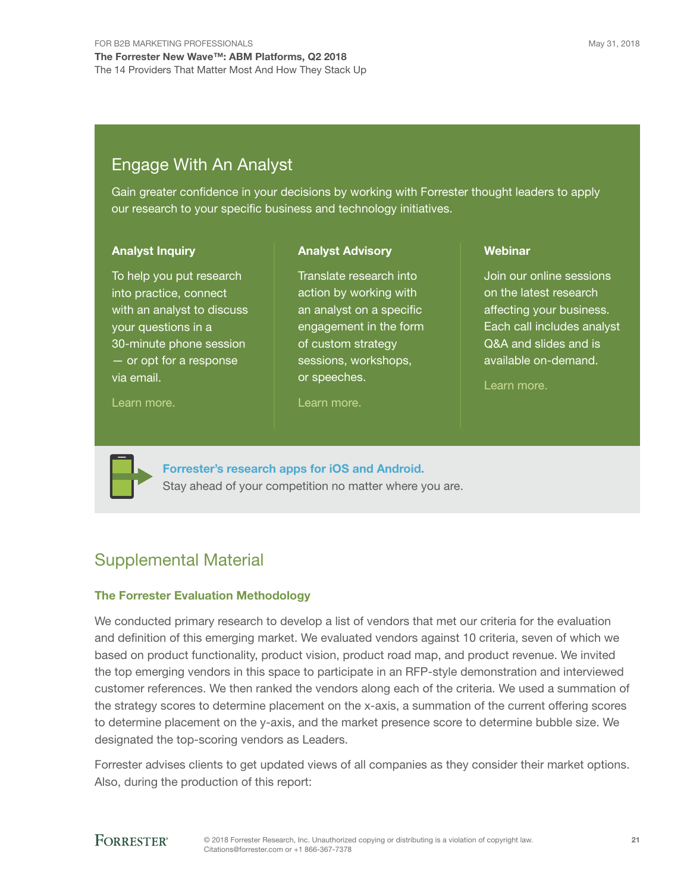## Engage With An Analyst

Gain greater confidence in your decisions by working with Forrester thought leaders to apply our research to your specific business and technology initiatives.

### Analyst Inquiry

To help you put research into practice, connect with an analyst to discuss your questions in a 30-minute phone session — or opt for a response via email.

Learn more.

### Analyst Advisory

Translate research into action by working with an analyst on a specific engagement in the form of custom strategy sessions, workshops, or speeches.

Learn more.

### Webinar

Join our online sessions on the latest research affecting your business. Each call includes analyst Q&A and slides and is available on-demand.

Learn more.

**Forrester's research apps for iOS and Android.**
Stay ahead of your competition no matter where you are.

## Supplemental Material

### The Forrester Evaluation Methodology

We conducted primary research to develop a list of vendors that met our criteria for the evaluation and definition of this emerging market. We evaluated vendors against 10 criteria, seven of which we based on product functionality, product vision, product road map, and product revenue. We invited the top emerging vendors in this space to participate in an RFP-style demonstration and interviewed customer references. We then ranked the vendors along each of the criteria. We used a summation of the strategy scores to determine placement on the x-axis, a summation of the current offering scores to determine placement on the y-axis, and the market presence score to determine bubble size. We designated the top-scoring vendors as Leaders.

Forrester advises clients to get updated views of all companies as they consider their market options. Also, during the production of this report: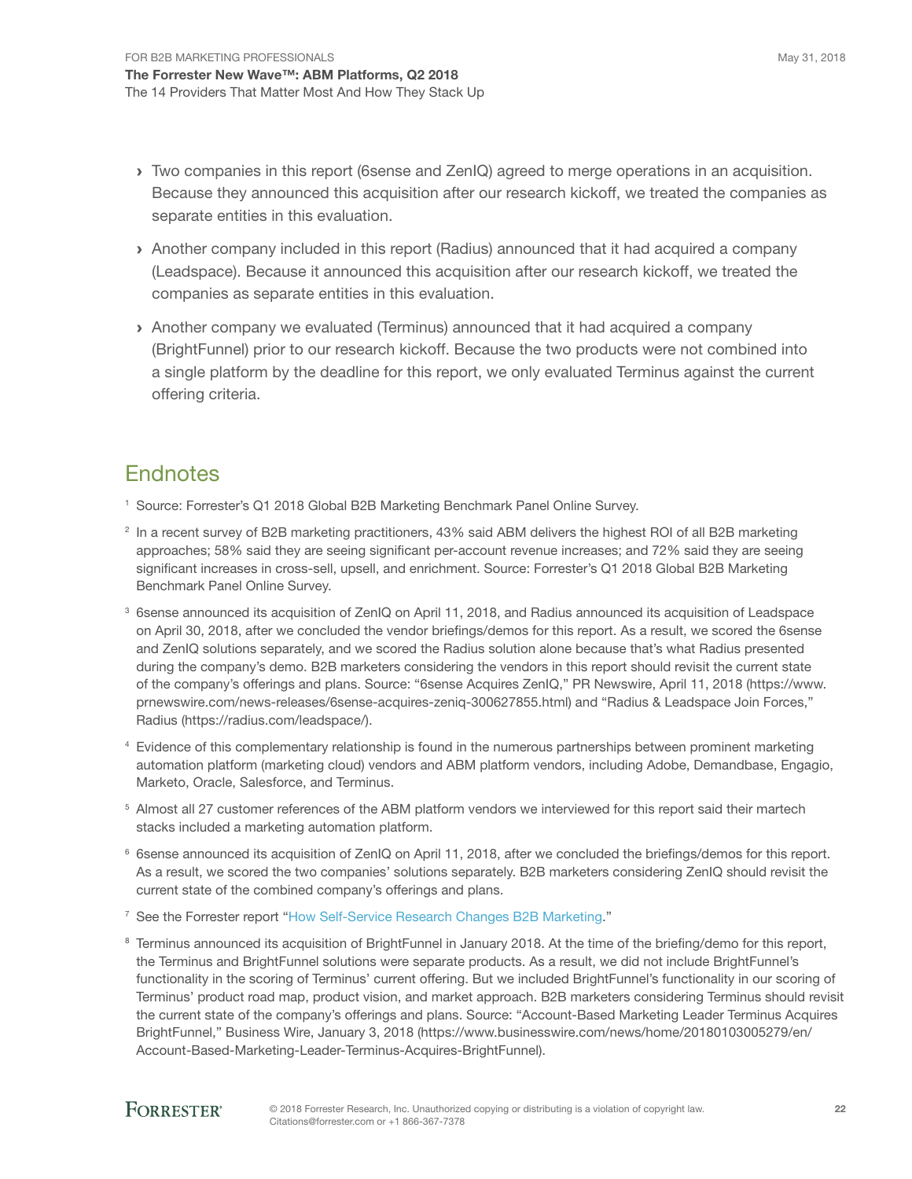- Two companies in this report (6sense and ZenIQ) agreed to merge operations in an acquisition. Because they announced this acquisition after our research kickoff, we treated the companies as separate entities in this evaluation.
- Another company included in this report (Radius) announced that it had acquired a company (Leadspace). Because it announced this acquisition after our research kickoff, we treated the companies as separate entities in this evaluation.
- Another company we evaluated (Terminus) announced that it had acquired a company (BrightFunnel) prior to our research kickoff. Because the two products were not combined into a single platform by the deadline for this report, we only evaluated Terminus against the current offering criteria.

## Endnotes

[1] Source: Forrester's Q1 2018 Global B2B Marketing Benchmark Panel Online Survey.

[2] In a recent survey of B2B marketing practitioners, 43% said ABM delivers the highest ROI of all B2B marketing approaches; 58% said they are seeing significant per-account revenue increases; and 72% said they are seeing significant increases in cross-sell, upsell, and enrichment. Source: Forrester's Q1 2018 Global B2B Marketing Benchmark Panel Online Survey.

[3] 6sense announced its acquisition of ZenIQ on April 11, 2018, and Radius announced its acquisition of Leadspace on April 30, 2018, after we concluded the vendor briefings/demos for this report. As a result, we scored the 6sense and ZenIQ solutions separately, and we scored the Radius solution alone because that's what Radius presented during the company's demo. B2B marketers considering the vendors in this report should revisit the current state of the company's offerings and plans. Source: "6sense Acquires ZenIQ," PR Newswire, April 11, 2018 (https://www.prnewswire.com/news-releases/6sense-acquires-zeniq-300627855.html) and "Radius & Leadspace Join Forces," Radius (https://radius.com/leadspace/).

[4] Evidence of this complementary relationship is found in the numerous partnerships between prominent marketing automation platform (marketing cloud) vendors and ABM platform vendors, including Adobe, Demandbase, Engagio, Marketo, Oracle, Salesforce, and Terminus.

[5] Almost all 27 customer references of the ABM platform vendors we interviewed for this report said their martech stacks included a marketing automation platform.

[6] 6sense announced its acquisition of ZenIQ on April 11, 2018, after we concluded the briefings/demos for this report. As a result, we scored the two companies' solutions separately. B2B marketers considering ZenIQ should revisit the current state of the combined company's offerings and plans.

[7] See the Forrester report "How Self-Service Research Changes B2B Marketing."

[8] Terminus announced its acquisition of BrightFunnel in January 2018. At the time of the briefing/demo for this report, the Terminus and BrightFunnel solutions were separate products. As a result, we did not include BrightFunnel's functionality in the scoring of Terminus' current offering. But we included BrightFunnel's functionality in our scoring of Terminus' product road map, product vision, and market approach. B2B marketers considering Terminus should revisit the current state of the company's offerings and plans. Source: "Account-Based Marketing Leader Terminus Acquires BrightFunnel," Business Wire, January 3, 2018 (https://www.businesswire.com/news/home/20180103005279/en/Account-Based-Marketing-Leader-Terminus-Acquires-BrightFunnel).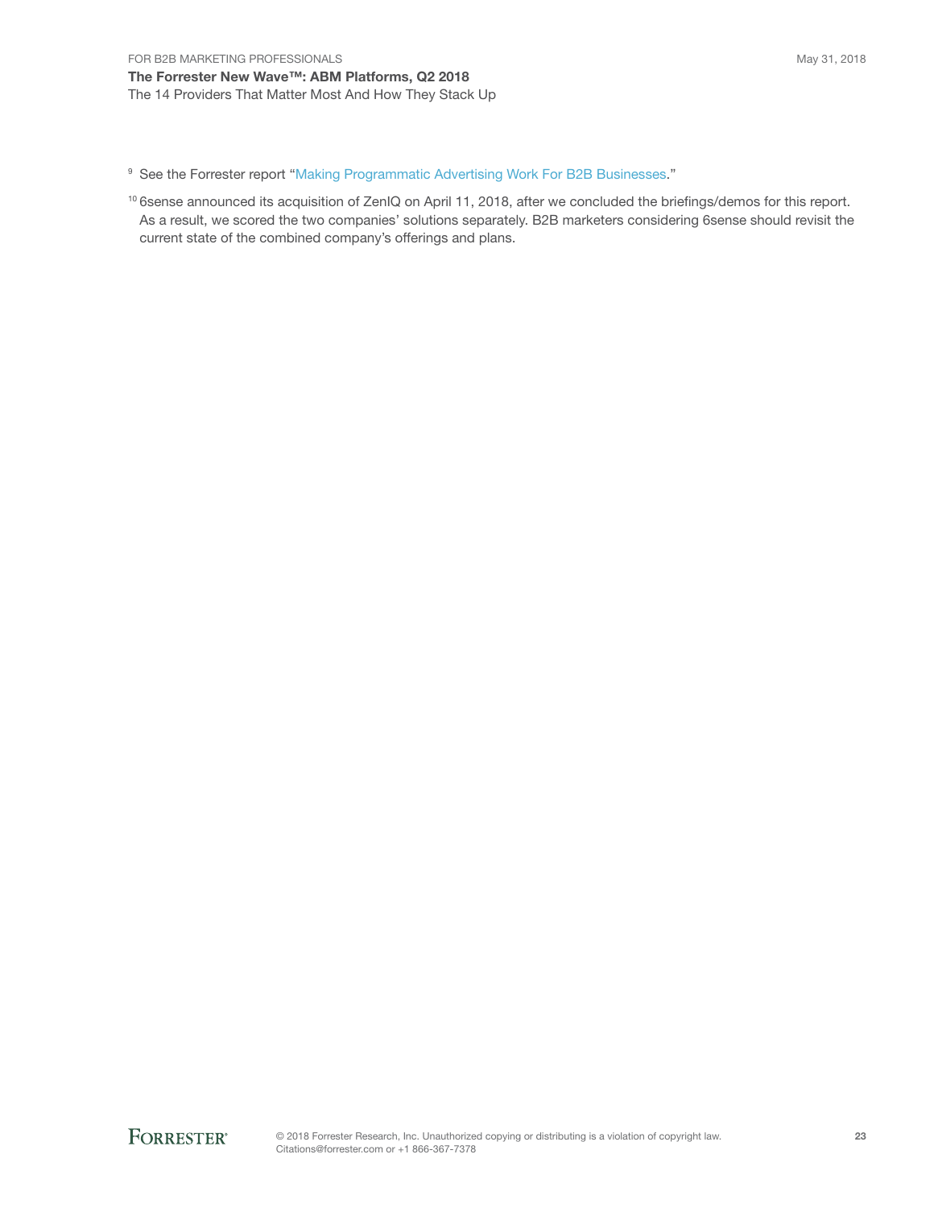[9] See the Forrester report "Making Programmatic Advertising Work For B2B Businesses."

[10] 6sense announced its acquisition of ZenIQ on April 11, 2018, after we concluded the briefings/demos for this report. As a result, we scored the two companies' solutions separately. B2B marketers considering 6sense should revisit the current state of the combined company's offerings and plans.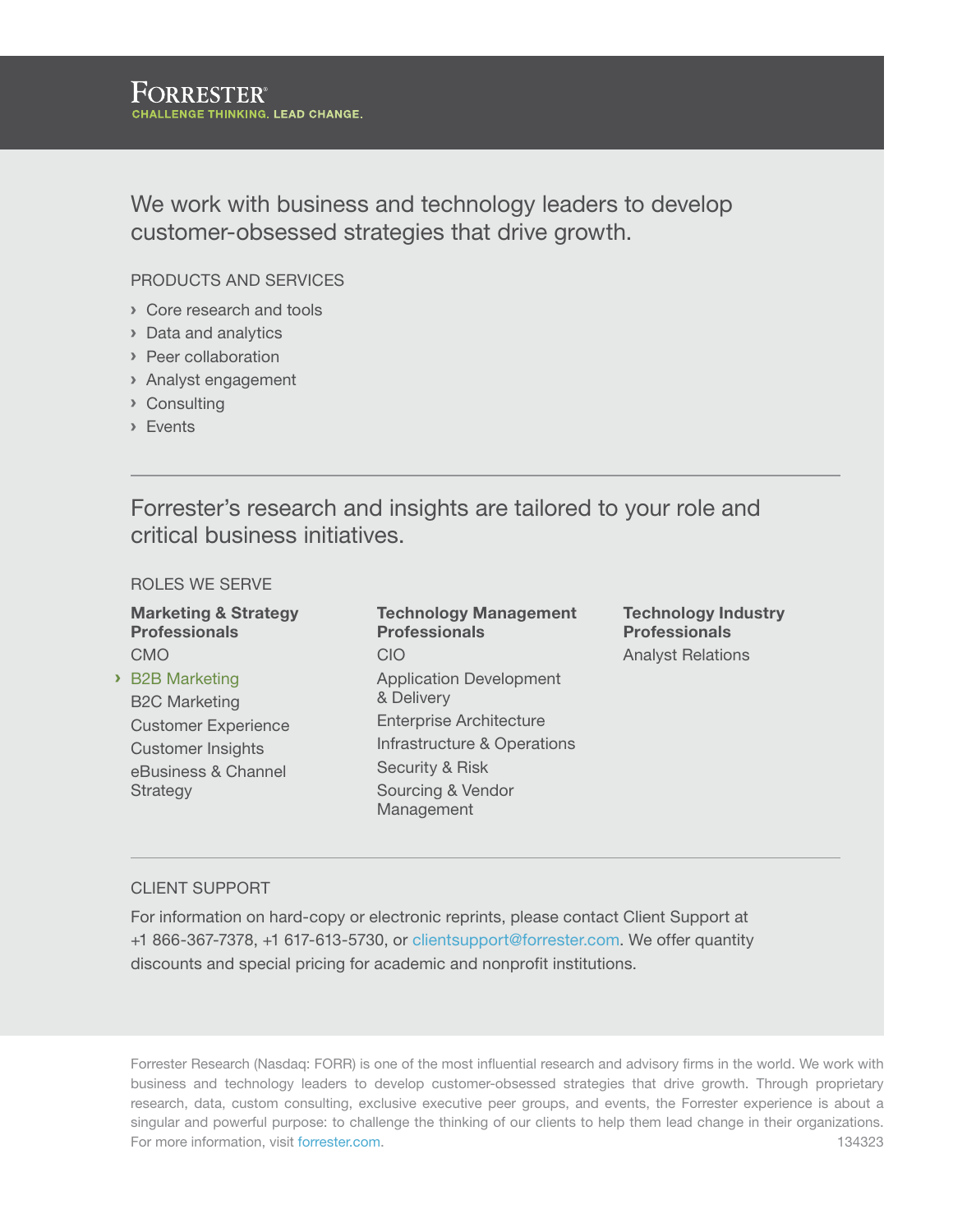**FORRESTER®**
CHALLENGE THINKING. LEAD CHANGE.

## We work with business and technology leaders to develop customer-obsessed strategies that drive growth.

PRODUCTS AND SERVICES

- Core research and tools
- Data and analytics
- Peer collaboration
- Analyst engagement
- Consulting
- Events

## Forrester's research and insights are tailored to your role and critical business initiatives.

ROLES WE SERVE

**Marketing & Strategy Professionals**
CMO
› B2B Marketing
B2C Marketing
Customer Experience
Customer Insights
eBusiness & Channel Strategy

**Technology Management Professionals**
CIO
Application Development & Delivery
Enterprise Architecture
Infrastructure & Operations
Security & Risk
Sourcing & Vendor Management

**Technology Industry Professionals**
Analyst Relations

CLIENT SUPPORT

For information on hard-copy or electronic reprints, please contact Client Support at +1 866-367-7378, +1 617-613-5730, or clientsupport@forrester.com. We offer quantity discounts and special pricing for academic and nonprofit institutions.

Forrester Research (Nasdaq: FORR) is one of the most influential research and advisory firms in the world. We work with business and technology leaders to develop customer-obsessed strategies that drive growth. Through proprietary research, data, custom consulting, exclusive executive peer groups, and events, the Forrester experience is about a singular and powerful purpose: to challenge the thinking of our clients to help them lead change in their organizations. For more information, visit forrester.com. 134323